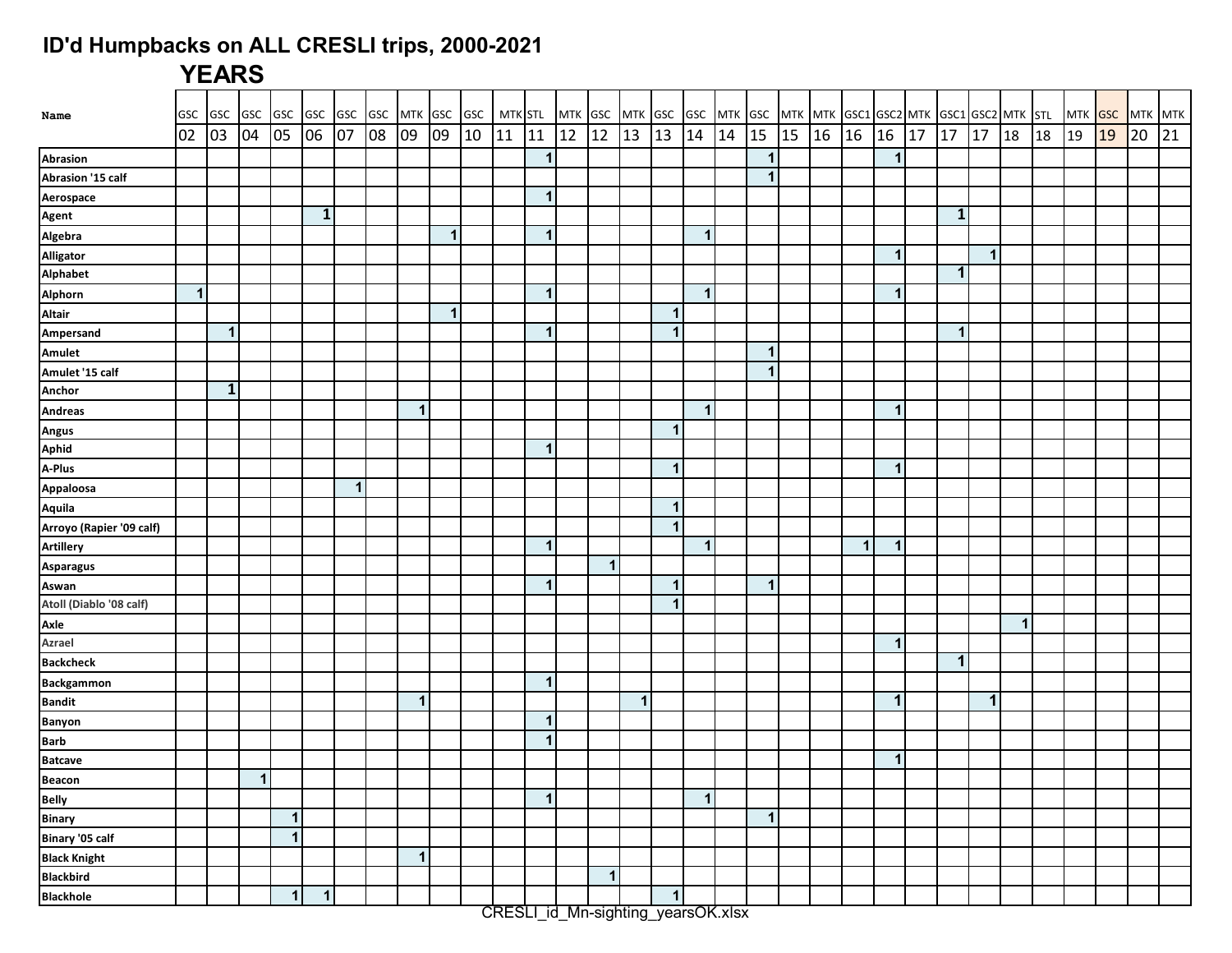# ID'd Humpbacks on ALL CRESLI trips, 2000-2021

## YEARS

| Name | GSC | GSC | GSC | GSC | GSC | GSC | GSC | MTK | GSC | GSC | MTK | STL | MTK | GSC | MTK | GSC | GSC | MTK | GSC | MTK | MTK | GSC1 | GSC2 | MTK | GSC1 | GSC2 | MTK | STL | MTK | GSC | MTK | MTK |
|---|---|---|---|---|---|---|---|---|---|---|---|---|---|---|---|---|---|---|---|---|---|---|---|---|---|---|---|---|---|---|---|---|
| | 02 | 03 | 04 | 05 | 06 | 07 | 08 | 09 | 09 | 10 | 11 | 11 | 12 | 12 | 13 | 13 | 14 | 14 | 15 | 15 | 16 | 16 | 16 | 17 | 17 | 17 | 18 | 18 | 19 | 19 | 20 | 21 |
| Abrasion | | | | | | | | | | | | 1 | | | | | | | 1 | | | | 1 | | | | | | | | | |
| Abrasion '15 calf | | | | | | | | | | | | | | | | | | | 1 | | | | | | | | | | | | | |
| Aerospace | | | | | | | | | | | | 1 | | | | | | | | | | | | | | | | | | | | |
| Agent | | | | | 1 | | | | | | | | | | | | | | | | | | | | 1 | | | | | | | |
| Algebra | | | | | | | | | 1 | | | 1 | | | | | 1 | | | | | | | | | | | | | | | |
| Alligator | | | | | | | | | | | | | | | | | | | | | | | 1 | | | 1 | | | | | | |
| Alphabet | | | | | | | | | | | | | | | | | | | | | | | | | 1 | | | | | | | |
| Alphorn | 1 | | | | | | | | | | | 1 | | | | | 1 | | | | | | 1 | | | | | | | | | |
| Altair | | | | | | | | | 1 | | | | | | | 1 | | | | | | | | | | | | | | | | |
| Ampersand | | 1 | | | | | | | | | | 1 | | | | 1 | | | | | | | | | 1 | | | | | | | |
| Amulet | | | | | | | | | | | | | | | | | | | 1 | | | | | | | | | | | | | |
| Amulet '15 calf | | | | | | | | | | | | | | | | | | | 1 | | | | | | | | | | | | | |
| Anchor | | 1 | | | | | | | | | | | | | | | | | | | | | | | | | | | | | | |
| Andreas | | | | | | | | 1 | | | | | | | | | 1 | | | | | | 1 | | | | | | | | | |
| Angus | | | | | | | | | | | | | | | | 1 | | | | | | | | | | | | | | | | |
| Aphid | | | | | | | | | | | | 1 | | | | | | | | | | | | | | | | | | | | |
| A-Plus | | | | | | | | | | | | | | | | 1 | | | | | | | 1 | | | | | | | | | |
| Appaloosa | | | | | | 1 | | | | | | | | | | | | | | | | | | | | | | | | | | |
| Aquila | | | | | | | | | | | | | | | | 1 | | | | | | | | | | | | | | | | |
| Arroyo (Rapier '09 calf) | | | | | | | | | | | | | | | | 1 | | | | | | | | | | | | | | | | |
| Artillery | | | | | | | | | | | | 1 | | | | | 1 | | | | | 1 | 1 | | | | | | | | | |
| Asparagus | | | | | | | | | | | | | | 1 | | | | | | | | | | | | | | | | | | |
| Aswan | | | | | | | | | | | | 1 | | | | 1 | | | 1 | | | | | | | | | | | | | |
| Atoll (Diablo '08 calf) | | | | | | | | | | | | | | | | 1 | | | | | | | | | | | | | | | | |
| Axle | | | | | | | | | | | | | | | | | | | | | | | | | | | 1 | | | | | |
| Azrael | | | | | | | | | | | | | | | | | | | | | | | 1 | | | | | | | | | |
| Backcheck | | | | | | | | | | | | | | | | | | | | | | | | | 1 | | | | | | | |
| Backgammon | | | | | | | | | | | | 1 | | | | | | | | | | | | | | | | | | | | |
| Bandit | | | | | | | | 1 | | | | | | | 1 | | | | | | | | 1 | | | 1 | | | | | | |
| Banyon | | | | | | | | | | | | 1 | | | | | | | | | | | | | | | | | | | | |
| Barb | | | | | | | | | | | | 1 | | | | | | | | | | | | | | | | | | | | |
| Batcave | | | | | | | | | | | | | | | | | | | | | | | 1 | | | | | | | | | |
| Beacon | | | 1 | | | | | | | | | | | | | | | | | | | | | | | | | | | | | |
| Belly | | | | | | | | | | | | 1 | | | | | 1 | | | | | | | | | | | | | | | |
| Binary | | | | 1 | | | | | | | | | | | | | | | 1 | | | | | | | | | | | | | |
| Binary '05 calf | | | | 1 | | | | | | | | | | | | | | | | | | | | | | | | | | | | |
| Black Knight | | | | | | | | 1 | | | | | | | | | | | | | | | | | | | | | | | | |
| Blackbird | | | | | | | | | | | | | | 1 | | | | | | | | | | | | | | | | | | |
| Blackhole | | | | 1 | 1 | | | | | | | | | | | 1 | | | | | | | | | | | | | | | | |

CRESLI_id_Mn-sighting_yearsOK.xlsx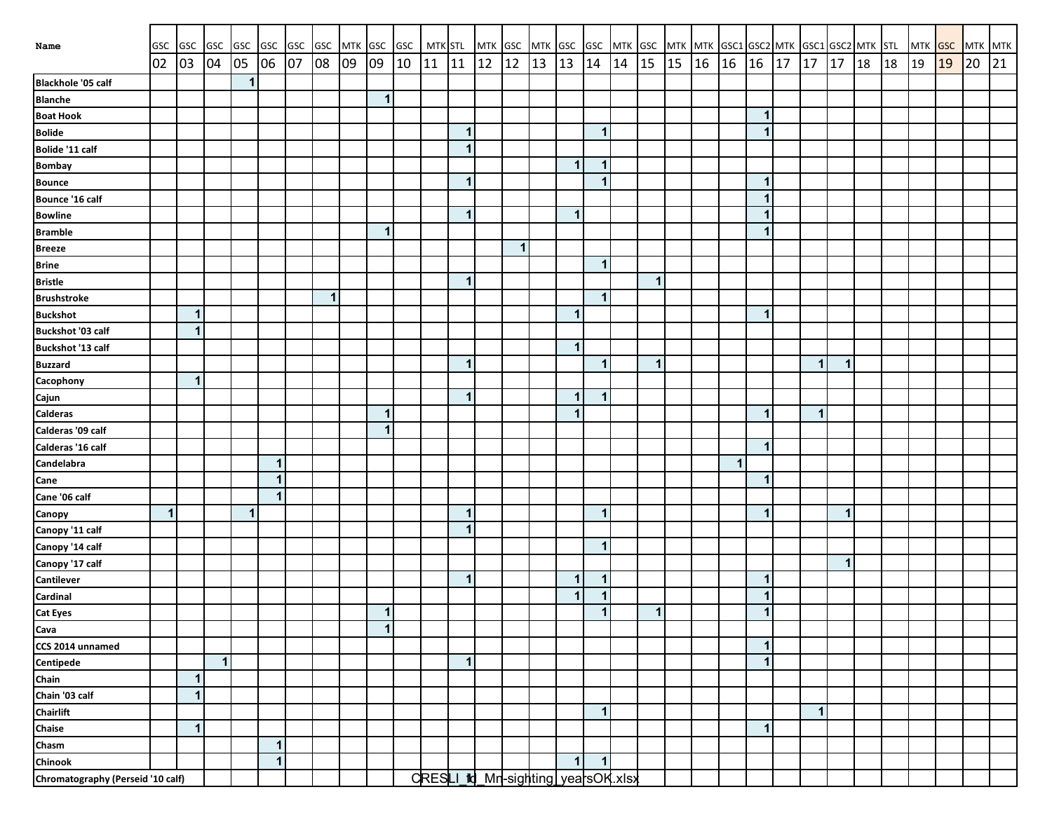| Name | GSC 02 | GSC 03 | GSC 04 | GSC 05 | GSC 06 | GSC 07 | GSC 08 | MTK 09 | GSC 09 | GSC 10 | MTK 11 | STL 11 | MTK 12 | GSC 12 | MTK 13 | GSC 13 | GSC 14 | MTK 14 | GSC 15 | MTK 15 | MTK 16 | GSC1 16 | GSC2 16 | MTK 17 | GSC1 17 | GSC2 17 | MTK 18 | STL 18 | MTK 19 | GSC 19 | MTK 20 | MTK 21 |
|---|---|---|---|---|---|---|---|---|---|---|---|---|---|---|---|---|---|---|---|---|---|---|---|---|---|---|---|---|---|---|---|---|
| **Blackhole '05 calf** | | | | 1 | | | | | | | | | | | | | | | | | | | | | | | | | | | | |
| **Blanche** | | | | | | | | | 1 | | | | | | | | | | | | | | | | | | | | | | | |
| **Boat Hook** | | | | | | | | | | | | | | | | | | | | | | | 1 | | | | | | | | | |
| **Bolide** | | | | | | | | | | | | 1 | | | | | 1 | | | | | | 1 | | | | | | | | | |
| **Bolide '11 calf** | | | | | | | | | | | | 1 | | | | | | | | | | | | | | | | | | | | |
| **Bombay** | | | | | | | | | | | | | | | | 1 | 1 | | | | | | | | | | | | | | | |
| **Bounce** | | | | | | | | | | | | 1 | | | | | 1 | | | | | | 1 | | | | | | | | | |
| **Bounce '16 calf** | | | | | | | | | | | | | | | | | | | | | | | 1 | | | | | | | | | |
| **Bowline** | | | | | | | | | | | | 1 | | | | 1 | | | | | | | 1 | | | | | | | | | |
| **Bramble** | | | | | | | | | 1 | | | | | | | | | | | | | | 1 | | | | | | | | | |
| **Breeze** | | | | | | | | | | | | | | 1 | | | | | | | | | | | | | | | | | | |
| **Brine** | | | | | | | | | | | | | | | | | 1 | | | | | | | | | | | | | | | |
| **Bristle** | | | | | | | | | | | | 1 | | | | | | | 1 | | | | | | | | | | | | | |
| **Brushstroke** | | | | | | | 1 | | | | | | | | | | 1 | | | | | | | | | | | | | | | |
| **Buckshot** | | 1 | | | | | | | | | | | | | | 1 | | | | | | | 1 | | | | | | | | | |
| **Buckshot '03 calf** | | 1 | | | | | | | | | | | | | | | | | | | | | | | | | | | | | | |
| **Buckshot '13 calf** | | | | | | | | | | | | | | | | 1 | | | | | | | | | | | | | | | | |
| **Buzzard** | | | | | | | | | | | | 1 | | | | | 1 | | 1 | | | | | | 1 | 1 | | | | | | |
| **Cacophony** | | 1 | | | | | | | | | | | | | | | | | | | | | | | | | | | | | | |
| **Cajun** | | | | | | | | | | | | 1 | | | | 1 | 1 | | | | | | | | | | | | | | | |
| **Calderas** | | | | | | | | | 1 | | | | | | | 1 | | | | | | | 1 | | 1 | | | | | | | |
| **Calderas '09 calf** | | | | | | | | | 1 | | | | | | | | | | | | | | | | | | | | | | | |
| **Calderas '16 calf** | | | | | | | | | | | | | | | | | | | | | | | 1 | | | | | | | | | |
| **Candelabra** | | | | | 1 | | | | | | | | | | | | | | | | | 1 | | | | | | | | | | |
| **Cane** | | | | | 1 | | | | | | | | | | | | | | | | | | 1 | | | | | | | | | |
| **Cane '06 calf** | | | | | 1 | | | | | | | | | | | | | | | | | | | | | | | | | | | |
| **Canopy** | 1 | | | 1 | | | | | | | | 1 | | | | | 1 | | | | | | 1 | | | 1 | | | | | | |
| **Canopy '11 calf** | | | | | | | | | | | | 1 | | | | | | | | | | | | | | | | | | | | |
| **Canopy '14 calf** | | | | | | | | | | | | | | | | | 1 | | | | | | | | | | | | | | | |
| **Canopy '17 calf** | | | | | | | | | | | | | | | | | | | | | | | | | | 1 | | | | | | |
| **Cantilever** | | | | | | | | | | | | 1 | | | | 1 | 1 | | | | | | 1 | | | | | | | | | |
| **Cardinal** | | | | | | | | | | | | | | | | 1 | 1 | | | | | | 1 | | | | | | | | | |
| **Cat Eyes** | | | | | | | | | 1 | | | | | | | | 1 | | 1 | | | | 1 | | | | | | | | | |
| **Cava** | | | | | | | | | 1 | | | | | | | | | | | | | | | | | | | | | | | |
| **CCS 2014 unnamed** | | | | | | | | | | | | | | | | | | | | | | | 1 | | | | | | | | | |
| **Centipede** | | | 1 | | | | | | | | | 1 | | | | | | | | | | | 1 | | | | | | | | | |
| **Chain** | | 1 | | | | | | | | | | | | | | | | | | | | | | | | | | | | | | |
| **Chain '03 calf** | | 1 | | | | | | | | | | | | | | | | | | | | | | | | | | | | | | |
| **Chairlift** | | | | | | | | | | | | | | | | | 1 | | | | | | | | 1 | | | | | | | |
| **Chaise** | | 1 | | | | | | | | | | | | | | | | | | | | | 1 | | | | | | | | | |
| **Chasm** | | | | | 1 | | | | | | | | | | | | | | | | | | | | | | | | | | | |
| **Chinook** | | | | | 1 | | | | | | | | | | | 1 | 1 | | | | | | | | | | | | | | | |
| **Chromatography (Perseid '10 calf)** | | | | | | | | | | | | | | | | | | | | | | | | | | | | | | | | |

CRESLI_id_Mn-sighting_yearsOK.xlsx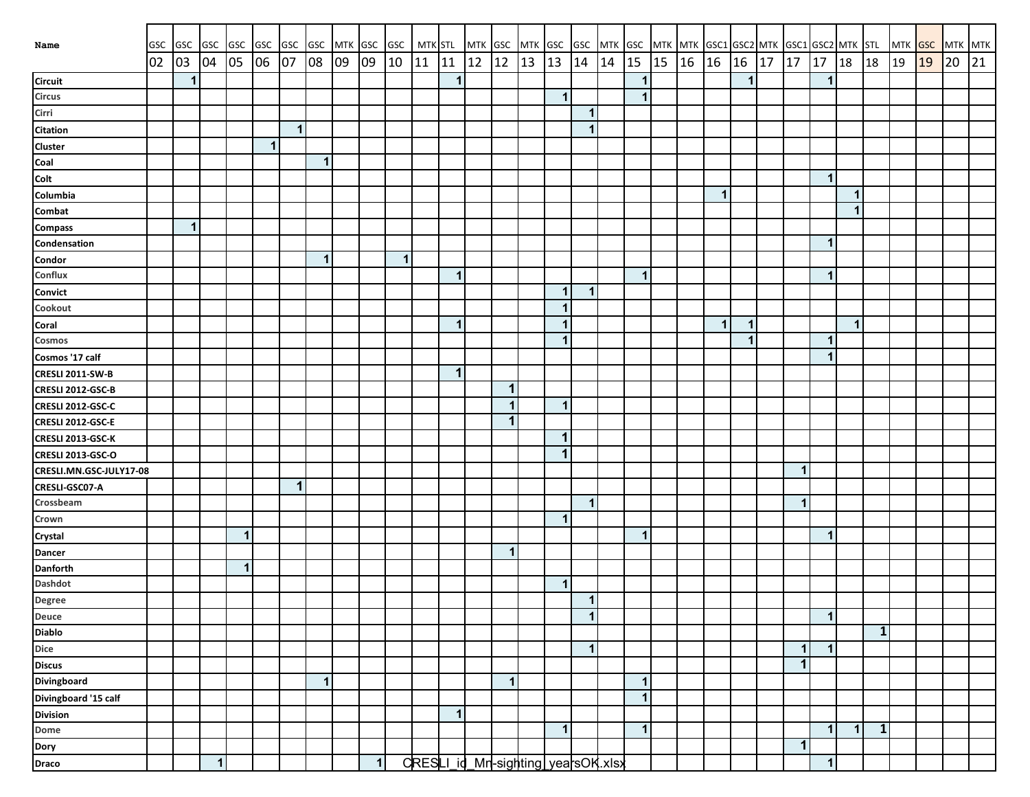| Name | GSC | GSC | GSC | GSC | GSC | GSC | GSC | MTK | GSC | GSC | MTK | STL | MTK | GSC | MTK | GSC | GSC | MTK | GSC | MTK | MTK | GSC1 | GSC2 | MTK | GSC1 | GSC2 | MTK | STL | MTK | GSC | MTK | MTK |
|---|---|---|---|---|---|---|---|---|---|---|---|---|---|---|---|---|---|---|---|---|---|---|---|---|---|---|---|---|---|---|---|---|
| | 02 | 03 | 04 | 05 | 06 | 07 | 08 | 09 | 09 | 10 | 11 | 11 | 12 | 12 | 13 | 13 | 14 | 14 | 15 | 15 | 16 | 16 | 16 | 17 | 17 | 17 | 18 | 18 | 19 | 19 | 20 | 21 |
| **Circuit** | | 1 | | | | | | | | | | 1 | | | | | | | 1 | | | | 1 | | | 1 | | | | | | |
| Circus | | | | | | | | | | | | | | | | 1 | | | 1 | | | | | | | | | | | | | |
| Cirri | | | | | | | | | | | | | | | | | 1 | | | | | | | | | | | | | | | |
| **Citation** | | | | | | 1 | | | | | | | | | | | 1 | | | | | | | | | | | | | | | |
| **Cluster** | | | | | 1 | | | | | | | | | | | | | | | | | | | | | | | | | | | |
| **Coal** | | | | | | | 1 | | | | | | | | | | | | | | | | | | | | | | | | | |
| **Colt** | | | | | | | | | | | | | | | | | | | | | | | | | | 1 | | | | | | |
| **Columbia** | | | | | | | | | | | | | | | | | | | | | | 1 | | | | | 1 | | | | | |
| **Combat** | | | | | | | | | | | | | | | | | | | | | | | | | | | 1 | | | | | |
| **Compass** | | 1 | | | | | | | | | | | | | | | | | | | | | | | | | | | | | | |
| **Condensation** | | | | | | | | | | | | | | | | | | | | | | | | | | 1 | | | | | | |
| **Condor** | | | | | | | 1 | | | 1 | | | | | | | | | | | | | | | | | | | | | | |
| Conflux | | | | | | | | | | | | 1 | | | | | | | 1 | | | | | | | 1 | | | | | | |
| **Convict** | | | | | | | | | | | | | | | | 1 | 1 | | | | | | | | | | | | | | | |
| Cookout | | | | | | | | | | | | | | | | 1 | | | | | | | | | | | | | | | | |
| **Coral** | | | | | | | | | | | | 1 | | | | 1 | | | | | | 1 | 1 | | | | 1 | | | | | |
| Cosmos | | | | | | | | | | | | | | | | 1 | | | | | | | 1 | | | 1 | | | | | | |
| **Cosmos '17 calf** | | | | | | | | | | | | | | | | | | | | | | | | | | 1 | | | | | | |
| **CRESLI 2011-SW-B** | | | | | | | | | | | | 1 | | | | | | | | | | | | | | | | | | | | |
| **CRESLI 2012-GSC-B** | | | | | | | | | | | | | | 1 | | | | | | | | | | | | | | | | | | |
| **CRESLI 2012-GSC-C** | | | | | | | | | | | | | | 1 | | 1 | | | | | | | | | | | | | | | | |
| **CRESLI 2012-GSC-E** | | | | | | | | | | | | | | 1 | | | | | | | | | | | | | | | | | | |
| **CRESLI 2013-GSC-K** | | | | | | | | | | | | | | | | 1 | | | | | | | | | | | | | | | | |
| **CRESLI 2013-GSC-O** | | | | | | | | | | | | | | | | 1 | | | | | | | | | | | | | | | | |
| **CRESLI.MN.GSC-JULY17-08** | | | | | | | | | | | | | | | | | | | | | | | | | 1 | | | | | | | |
| **CRESLI-GSC07-A** | | | | | | 1 | | | | | | | | | | | | | | | | | | | | | | | | | | |
| Crossbeam | | | | | | | | | | | | | | | | | 1 | | | | | | | | 1 | | | | | | | |
| Crown | | | | | | | | | | | | | | | | 1 | | | | | | | | | | | | | | | | |
| **Crystal** | | | | 1 | | | | | | | | | | | | | | | 1 | | | | | | | 1 | | | | | | |
| **Dancer** | | | | | | | | | | | | | | 1 | | | | | | | | | | | | | | | | | | |
| **Danforth** | | | | 1 | | | | | | | | | | | | | | | | | | | | | | | | | | | | |
| Dashdot | | | | | | | | | | | | | | | | 1 | | | | | | | | | | | | | | | | |
| Degree | | | | | | | | | | | | | | | | | 1 | | | | | | | | | | | | | | | |
| Deuce | | | | | | | | | | | | | | | | | 1 | | | | | | | | | 1 | | | | | | |
| **Diablo** | | | | | | | | | | | | | | | | | | | | | | | | | | | | 1 | | | | |
| Dice | | | | | | | | | | | | | | | | | 1 | | | | | | | | 1 | 1 | | | | | | |
| **Discus** | | | | | | | | | | | | | | | | | | | | | | | | | 1 | | | | | | | |
| **Divingboard** | | | | | | | 1 | | | | | | | 1 | | | | | 1 | | | | | | | | | | | | | |
| **Divingboard '15 calf** | | | | | | | | | | | | | | | | | | | 1 | | | | | | | | | | | | | |
| **Division** | | | | | | | | | | | | 1 | | | | | | | | | | | | | | | | | | | | |
| Dome | | | | | | | | | | | | | | | | 1 | | | 1 | | | | | | | 1 | 1 | 1 | | | | |
| **Dory** | | | | | | | | | | | | | | | | | | | | | | | | | 1 | | | | | | | |
| **Draco** | | | 1 | | | | | | 1 | | | | | | | | | | | | | | | | | 1 | | | | | | |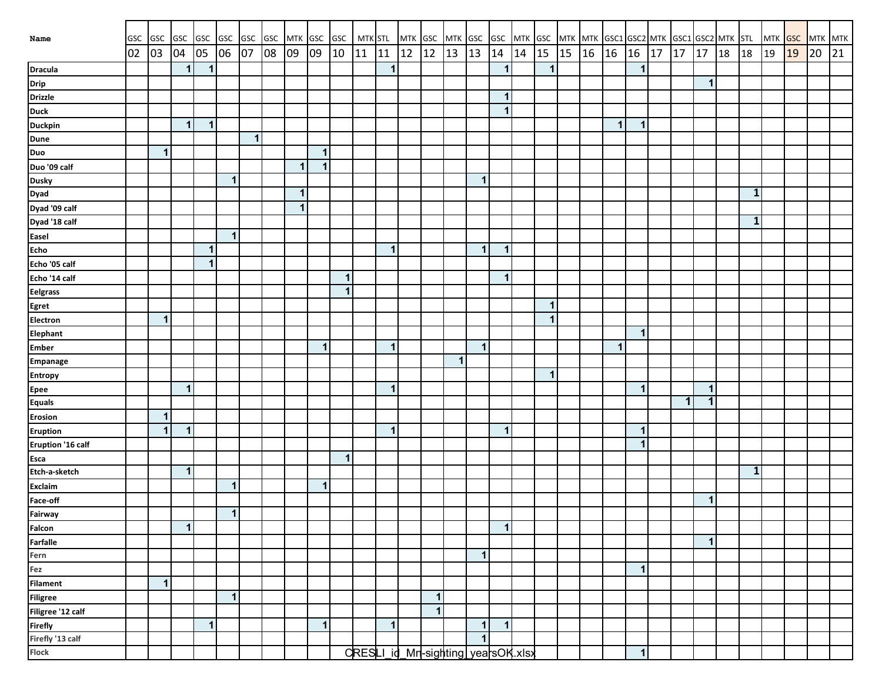| Name | GSC 02 | GSC 03 | GSC 04 | GSC 05 | GSC 06 | GSC 07 | GSC 08 | MTK 09 | GSC 09 | GSC 10 | MTK 11 | STL 11 | MTK 12 | GSC 12 | MTK 13 | GSC 13 | GSC 14 | MTK 14 | GSC 15 | MTK 15 | MTK 16 | GSC1 16 | GSC2 16 | MTK 17 | GSC1 17 | GSC2 17 | MTK 18 | STL 18 | MTK 19 | GSC 19 | MTK 20 | MTK 21 |
|---|---|---|---|---|---|---|---|---|---|---|---|---|---|---|---|---|---|---|---|---|---|---|---|---|---|---|---|---|---|---|---|---|
| Dracula | | | 1 | 1 | | | | | | | | 1 | | | | | 1 | | 1 | | | | 1 | | | | | | | | | |
| Drip | | | | | | | | | | | | | | | | | | | | | | | | | | 1 | | | | | | |
| Drizzle | | | | | | | | | | | | | | | | | 1 | | | | | | | | | | | | | | | |
| Duck | | | | | | | | | | | | | | | | | 1 | | | | | | | | | | | | | | | |
| Duckpin | | | 1 | 1 | | | | | | | | | | | | | | | | | | 1 | 1 | | | | | | | | | |
| Dune | | | | | | 1 | | | | | | | | | | | | | | | | | | | | | | | | | | |
| Duo | | 1 | | | | | | | 1 | | | | | | | | | | | | | | | | | | | | | | | |
| Duo '09 calf | | | | | | | | 1 | 1 | | | | | | | | | | | | | | | | | | | | | | | |
| Dusky | | | | | 1 | | | | | | | | | | | 1 | | | | | | | | | | | | | | | | |
| Dyad | | | | | | | | 1 | | | | | | | | | | | | | | | | | | | | 1 | | | | |
| Dyad '09 calf | | | | | | | | 1 | | | | | | | | | | | | | | | | | | | | | | | | |
| Dyad '18 calf | | | | | | | | | | | | | | | | | | | | | | | | | | | | 1 | | | | |
| Easel | | | | | 1 | | | | | | | | | | | | | | | | | | | | | | | | | | | |
| Echo | | | | 1 | | | | | | | | 1 | | | | 1 | 1 | | | | | | | | | | | | | | | |
| Echo '05 calf | | | | 1 | | | | | | | | | | | | | | | | | | | | | | | | | | | | |
| Echo '14 calf | | | | | | | | | | 1 | | | | | | | 1 | | | | | | | | | | | | | | | |
| Eelgrass | | | | | | | | | | 1 | | | | | | | | | | | | | | | | | | | | | | |
| Egret | | | | | | | | | | | | | | | | | | | 1 | | | | | | | | | | | | | |
| Electron | | 1 | | | | | | | | | | | | | | | | | 1 | | | | | | | | | | | | | |
| Elephant | | | | | | | | | | | | | | | | | | | | | | | 1 | | | | | | | | | |
| Ember | | | | | | | | | 1 | | | 1 | | | | 1 | | | | | | 1 | | | | | | | | | | |
| Empanage | | | | | | | | | | | | | | | 1 | | | | | | | | | | | | | | | | | |
| Entropy | | | | | | | | | | | | | | | | | | | 1 | | | | | | | | | | | | | |
| Epee | | | 1 | | | | | | | | | 1 | | | | | | | | | | | 1 | | | 1 | | | | | | |
| Equals | | | | | | | | | | | | | | | | | | | | | | | | | 1 | 1 | | | | | | |
| Erosion | | 1 | | | | | | | | | | | | | | | | | | | | | | | | | | | | | | |
| Eruption | | 1 | 1 | | | | | | | | | 1 | | | | | 1 | | | | | | 1 | | | | | | | | | |
| Eruption '16 calf | | | | | | | | | | | | | | | | | | | | | | | 1 | | | | | | | | | |
| Esca | | | | | | | | | | 1 | | | | | | | | | | | | | | | | | | | | | | |
| Etch-a-sketch | | | 1 | | | | | | | | | | | | | | | | | | | | | | | | | 1 | | | | |
| Exclaim | | | | | 1 | | | | 1 | | | | | | | | | | | | | | | | | | | | | | | |
| Face-off | | | | | | | | | | | | | | | | | | | | | | | | | | 1 | | | | | | |
| Fairway | | | | | 1 | | | | | | | | | | | | | | | | | | | | | | | | | | | |
| Falcon | | | 1 | | | | | | | | | | | | | | 1 | | | | | | | | | | | | | | | |
| Farfalle | | | | | | | | | | | | | | | | | | | | | | | | | | 1 | | | | | | |
| Fern | | | | | | | | | | | | | | | | 1 | | | | | | | | | | | | | | | | |
| Fez | | | | | | | | | | | | | | | | | | | | | | | 1 | | | | | | | | | |
| Filament | | 1 | | | | | | | | | | | | | | | | | | | | | | | | | | | | | | |
| Filigree | | | | | 1 | | | | | | | | | 1 | | | | | | | | | | | | | | | | | | |
| Filigree '12 calf | | | | | | | | | | | | | | 1 | | | | | | | | | | | | | | | | | | |
| Firefly | | | | 1 | | | | | 1 | | | 1 | | | | 1 | 1 | | | | | | | | | | | | | | | |
| Firefly '13 calf | | | | | | | | | | | | | | | | 1 | | | | | | | | | | | | | | | | |
| Flock | | | | | | | | | | | | | | | | | | | | | | | 1 | | | | | | | | | |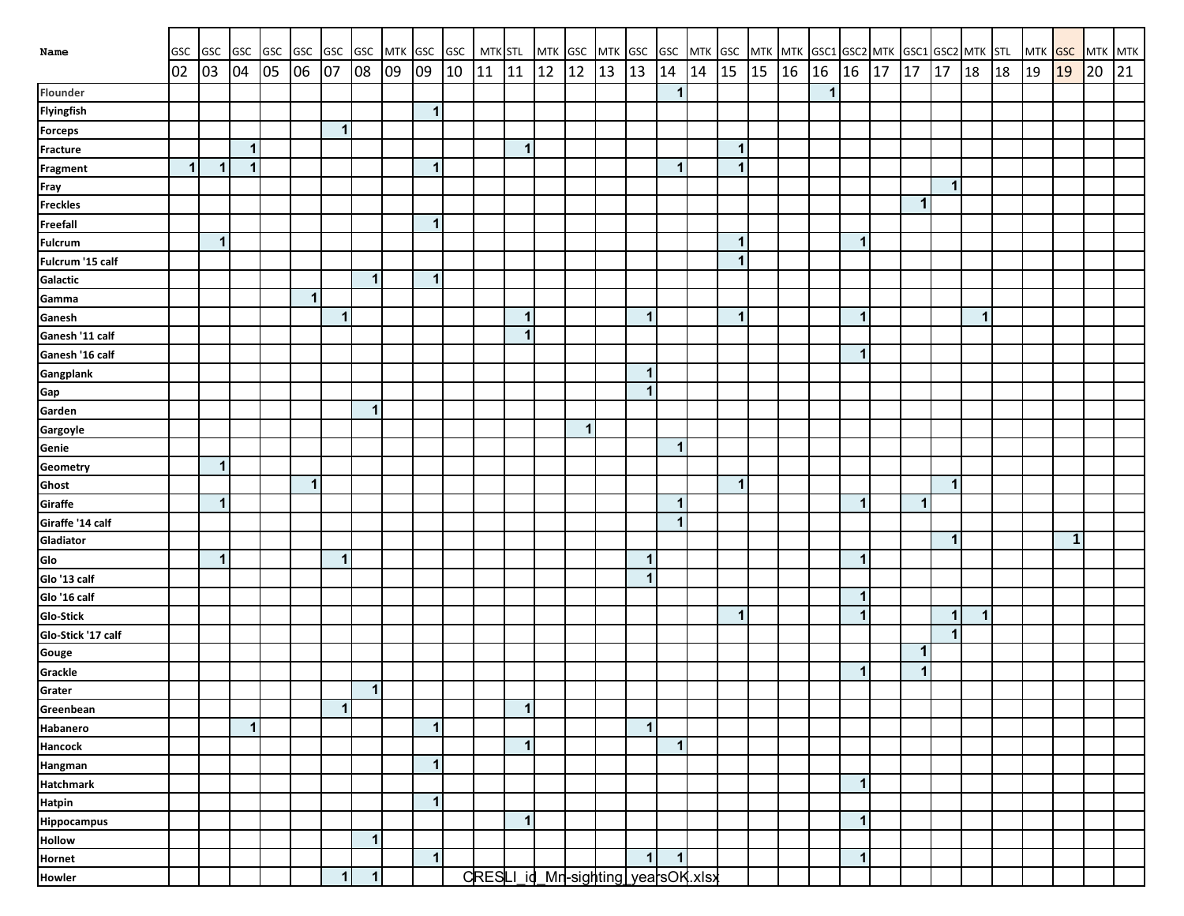| Name | GSC 02 | GSC 03 | GSC 04 | GSC 05 | GSC 06 | GSC 07 | GSC 08 | MTK 09 | GSC 09 | GSC 10 | MTK 11 | STL 11 | MTK 12 | GSC 12 | MTK 13 | GSC 13 | GSC 14 | MTK 14 | GSC 15 | MTK 15 | MTK 16 | GSC1 16 | GSC2 16 | MTK 17 | GSC1 17 | GSC2 17 | MTK 18 | STL 18 | MTK 19 | GSC 19 | MTK 20 | MTK 21 |
|---|---|---|---|---|---|---|---|---|---|---|---|---|---|---|---|---|---|---|---|---|---|---|---|---|---|---|---|---|---|---|---|---|
| Flounder | | | | | | | | | | | | | | | | | 1 | | | | | 1 | | | | | | | | | | |
| Flyingfish | | | | | | | | | 1 | | | | | | | | | | | | | | | | | | | | | | | |
| Forceps | | | | | | 1 | | | | | | | | | | | | | | | | | | | | | | | | | | |
| Fracture | | | 1 | | | | | | | | | 1 | | | | | | | 1 | | | | | | | | | | | | | |
| Fragment | 1 | 1 | 1 | | | | | | 1 | | | | | | | | 1 | | 1 | | | | | | | | | | | | | |
| Fray | | | | | | | | | | | | | | | | | | | | | | | | | | 1 | | | | | | |
| Freckles | | | | | | | | | | | | | | | | | | | | | | | | | 1 | | | | | | | |
| Freefall | | | | | | | | | 1 | | | | | | | | | | | | | | | | | | | | | | | |
| Fulcrum | | 1 | | | | | | | | | | | | | | | | | 1 | | | | 1 | | | | | | | | | |
| Fulcrum '15 calf | | | | | | | | | | | | | | | | | | | 1 | | | | | | | | | | | | | |
| Galactic | | | | | | | 1 | | 1 | | | | | | | | | | | | | | | | | | | | | | | |
| Gamma | | | | | 1 | | | | | | | | | | | | | | | | | | | | | | | | | | | |
| Ganesh | | | | | | 1 | | | | | | 1 | | | | 1 | | | 1 | | | | 1 | | | | 1 | | | | | |
| Ganesh '11 calf | | | | | | | | | | | | 1 | | | | | | | | | | | | | | | | | | | | |
| Ganesh '16 calf | | | | | | | | | | | | | | | | | | | | | | | 1 | | | | | | | | | |
| Gangplank | | | | | | | | | | | | | | | | 1 | | | | | | | | | | | | | | | | |
| Gap | | | | | | | | | | | | | | | | 1 | | | | | | | | | | | | | | | | |
| Garden | | | | | | | 1 | | | | | | | | | | | | | | | | | | | | | | | | | |
| Gargoyle | | | | | | | | | | | | | | 1 | | | | | | | | | | | | | | | | | | |
| Genie | | | | | | | | | | | | | | | | | 1 | | | | | | | | | | | | | | | |
| Geometry | | 1 | | | | | | | | | | | | | | | | | | | | | | | | | | | | | | |
| Ghost | | | | | 1 | | | | | | | | | | | | | | 1 | | | | | | | 1 | | | | | | |
| Giraffe | | 1 | | | | | | | | | | | | | | | 1 | | | | | | 1 | | 1 | | | | | | | |
| Giraffe '14 calf | | | | | | | | | | | | | | | | | 1 | | | | | | | | | | | | | | | |
| Gladiator | | | | | | | | | | | | | | | | | | | | | | | | | | 1 | | | | 1 | | |
| Glo | | 1 | | | | 1 | | | | | | | | | | 1 | | | | | | | 1 | | | | | | | | | |
| Glo '13 calf | | | | | | | | | | | | | | | | 1 | | | | | | | | | | | | | | | | |
| Glo '16 calf | | | | | | | | | | | | | | | | | | | | | | | 1 | | | | | | | | | |
| Glo-Stick | | | | | | | | | | | | | | | | | | | 1 | | | | 1 | | | 1 | 1 | | | | | |
| Glo-Stick '17 calf | | | | | | | | | | | | | | | | | | | | | | | | | | 1 | | | | | | |
| Gouge | | | | | | | | | | | | | | | | | | | | | | | | | 1 | | | | | | | |
| Grackle | | | | | | | | | | | | | | | | | | | | | | | 1 | | 1 | | | | | | | |
| Grater | | | | | | | 1 | | | | | | | | | | | | | | | | | | | | | | | | | |
| Greenbean | | | | | | 1 | | | | | | 1 | | | | | | | | | | | | | | | | | | | | |
| Habanero | | | 1 | | | | | | 1 | | | | | | | 1 | | | | | | | | | | | | | | | | |
| Hancock | | | | | | | | | | | | 1 | | | | | 1 | | | | | | | | | | | | | | | |
| Hangman | | | | | | | | | 1 | | | | | | | | | | | | | | | | | | | | | | | |
| Hatchmark | | | | | | | | | | | | | | | | | | | | | | | 1 | | | | | | | | | |
| Hatpin | | | | | | | | | 1 | | | | | | | | | | | | | | | | | | | | | | | |
| Hippocampus | | | | | | | | | | | | 1 | | | | | | | | | | | 1 | | | | | | | | | |
| Hollow | | | | | | | 1 | | | | | | | | | | | | | | | | | | | | | | | | | |
| Hornet | | | | | | | | | 1 | | | | | | | 1 | 1 | | | | | | 1 | | | | | | | | | |
| Howler | | | | | | 1 | 1 | | | | | | | | | | | | | | | | | | | | | | | | | |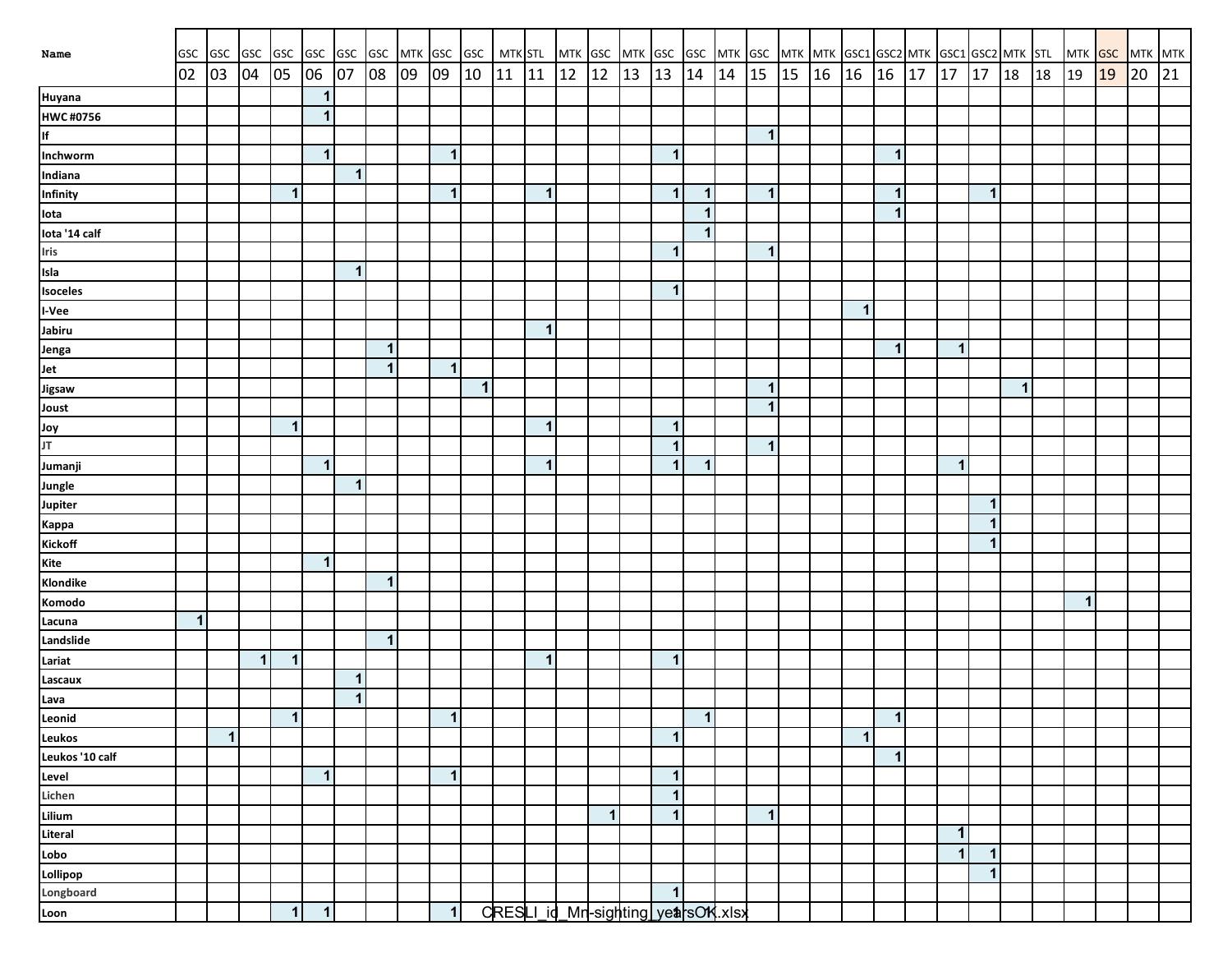| Name | GSC | GSC | GSC | GSC | GSC | GSC | GSC | MTK | GSC | GSC | MTK | STL | MTK | GSC | MTK | GSC | GSC | MTK | GSC | MTK | MTK | GSC1 | GSC2 | MTK | GSC1 | GSC2 | MTK | STL | MTK | GSC | MTK | MTK |
|---|---|---|---|---|---|---|---|---|---|---|---|---|---|---|---|---|---|---|---|---|---|---|---|---|---|---|---|---|---|---|---|---|
| | 02 | 03 | 04 | 05 | 06 | 07 | 08 | 09 | 09 | 10 | 11 | 11 | 12 | 12 | 13 | 13 | 14 | 14 | 15 | 15 | 16 | 16 | 16 | 17 | 17 | 17 | 18 | 18 | 19 | 19 | 20 | 21 |
| Huyana | | | | | 1 | | | | | | | | | | | | | | | | | | | | | | | | | | | |
| HWC #0756 | | | | | 1 | | | | | | | | | | | | | | | | | | | | | | | | | | | |
| If | | | | | | | | | | | | | | | | | | | 1 | | | | | | | | | | | | | |
| Inchworm | | | | | 1 | | | | 1 | | | | | | | 1 | | | | | | | 1 | | | | | | | | | |
| Indiana | | | | | | 1 | | | | | | | | | | | | | | | | | | | | | | | | | | |
| Infinity | | | | 1 | | | | | 1 | | | 1 | | | | 1 | 1 | | 1 | | | | 1 | | | 1 | | | | | | |
| Iota | | | | | | | | | | | | | | | | | 1 | | | | | | 1 | | | | | | | | | |
| Iota '14 calf | | | | | | | | | | | | | | | | | 1 | | | | | | | | | | | | | | | |
| Iris | | | | | | | | | | | | | | | | 1 | | | 1 | | | | | | | | | | | | | |
| Isla | | | | | | 1 | | | | | | | | | | | | | | | | | | | | | | | | | | |
| Isoceles | | | | | | | | | | | | | | | | 1 | | | | | | | | | | | | | | | | |
| I-Vee | | | | | | | | | | | | | | | | | | | | | | 1 | | | | | | | | | | |
| Jabiru | | | | | | | | | | | | 1 | | | | | | | | | | | | | | | | | | | | |
| Jenga | | | | | | | 1 | | | | | | | | | | | | | | | | 1 | | 1 | | | | | | | |
| Jet | | | | | | | 1 | | 1 | | | | | | | | | | | | | | | | | | | | | | | |
| Jigsaw | | | | | | | | | | 1 | | | | | | | | | 1 | | | | | | | | 1 | | | | | |
| Joust | | | | | | | | | | | | | | | | | | | 1 | | | | | | | | | | | | | |
| Joy | | | | 1 | | | | | | | | 1 | | | | 1 | | | | | | | | | | | | | | | | |
| JT | | | | | | | | | | | | | | | | 1 | | | 1 | | | | | | | | | | | | | |
| Jumanji | | | | | 1 | | | | | | | 1 | | | | 1 | 1 | | | | | | | | 1 | | | | | | | |
| Jungle | | | | | | 1 | | | | | | | | | | | | | | | | | | | | | | | | | | |
| Jupiter | | | | | | | | | | | | | | | | | | | | | | | | | | 1 | | | | | | |
| Kappa | | | | | | | | | | | | | | | | | | | | | | | | | | 1 | | | | | | |
| Kickoff | | | | | | | | | | | | | | | | | | | | | | | | | | 1 | | | | | | |
| Kite | | | | | 1 | | | | | | | | | | | | | | | | | | | | | | | | | | | |
| Klondike | | | | | | | 1 | | | | | | | | | | | | | | | | | | | | | | | | | |
| Komodo | | | | | | | | | | | | | | | | | | | | | | | | | | | | | 1 | | | |
| Lacuna | 1 | | | | | | | | | | | | | | | | | | | | | | | | | | | | | | | |
| Landslide | | | | | | | 1 | | | | | | | | | | | | | | | | | | | | | | | | | |
| Lariat | | | 1 | 1 | | | | | | | | 1 | | | | 1 | | | | | | | | | | | | | | | | |
| Lascaux | | | | | | 1 | | | | | | | | | | | | | | | | | | | | | | | | | | |
| Lava | | | | | | 1 | | | | | | | | | | | | | | | | | | | | | | | | | | |
| Leonid | | | | 1 | | | | | 1 | | | | | | | | 1 | | | | | | 1 | | | | | | | | | |
| Leukos | | 1 | | | | | | | | | | | | | | 1 | | | | | | 1 | | | | | | | | | | |
| Leukos '10 calf | | | | | | | | | | | | | | | | | | | | | | | 1 | | | | | | | | | |
| Level | | | | | 1 | | | | 1 | | | | | | | 1 | | | | | | | | | | | | | | | | |
| Lichen | | | | | | | | | | | | | | | | 1 | | | | | | | | | | | | | | | | |
| Lilium | | | | | | | | | | | | | | 1 | | 1 | | | 1 | | | | | | | | | | | | | |
| Literal | | | | | | | | | | | | | | | | | | | | | | | | | 1 | | | | | | | |
| Lobo | | | | | | | | | | | | | | | | | | | | | | | | | 1 | 1 | | | | | | |
| Lollipop | | | | | | | | | | | | | | | | | | | | | | | | | | 1 | | | | | | |
| Longboard | | | | | | | | | | | | | | | | 1 | | | | | | | | | | | | | | | | |
| Loon | | | | 1 | 1 | | | | 1 | | | | | | | 1 | 1 | | | | | | | | | | | | | | | |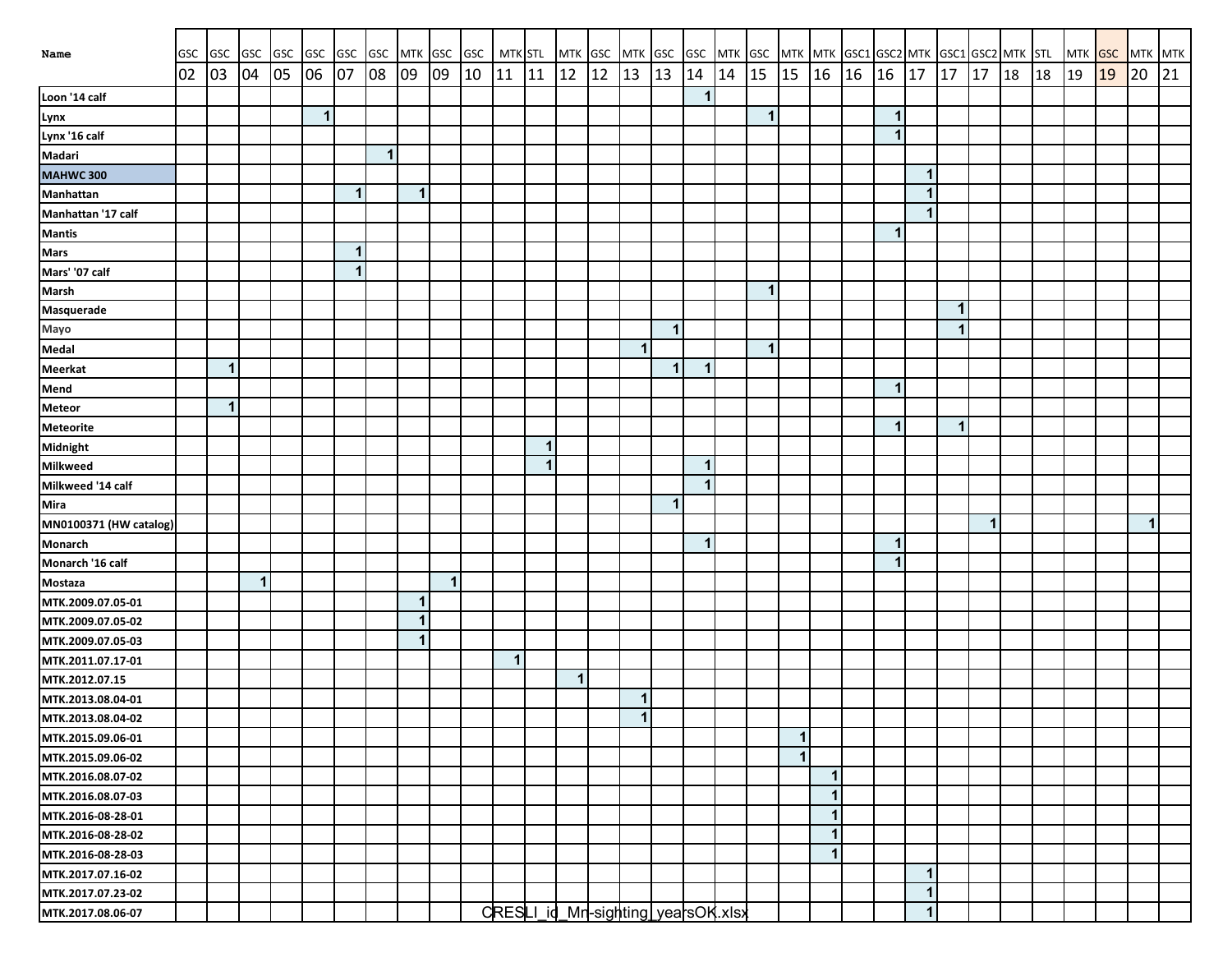| Name | GSC 02 | GSC 03 | GSC 04 | GSC 05 | GSC 06 | GSC 07 | GSC 08 | MTK 09 | GSC 09 | GSC 10 | MTK 11 | STL 11 | MTK 12 | GSC 12 | MTK 13 | GSC 13 | GSC 14 | MTK 14 | GSC 15 | MTK 15 | MTK 16 | GSC1 16 | GSC2 16 | MTK 17 | GSC1 17 | GSC2 17 | MTK 18 | STL 18 | MTK 19 | GSC 19 | MTK 20 | MTK 21 |
|---|---|---|---|---|---|---|---|---|---|---|---|---|---|---|---|---|---|---|---|---|---|---|---|---|---|---|---|---|---|---|---|---|
| Loon '14 calf | | | | | | | | | | | | | | | | | 1 | | | | | | | | | | | | | | | |
| Lynx | | | | | 1 | | | | | | | | | | | | | | 1 | | | | 1 | | | | | | | | | |
| Lynx '16 calf | | | | | | | | | | | | | | | | | | | | | | | 1 | | | | | | | | | |
| Madari | | | | | | | 1 | | | | | | | | | | | | | | | | | | | | | | | | | |
| MAHWC 300 | | | | | | | | | | | | | | | | | | | | | | | | 1 | | | | | | | | |
| Manhattan | | | | | | 1 | | 1 | | | | | | | | | | | | | | | | 1 | | | | | | | | |
| Manhattan '17 calf | | | | | | | | | | | | | | | | | | | | | | | | 1 | | | | | | | | |
| Mantis | | | | | | | | | | | | | | | | | | | | | | | 1 | | | | | | | | | |
| Mars | | | | | | 1 | | | | | | | | | | | | | | | | | | | | | | | | | | |
| Mars' '07 calf | | | | | | 1 | | | | | | | | | | | | | | | | | | | | | | | | | | |
| Marsh | | | | | | | | | | | | | | | | | | | 1 | | | | | | | | | | | | | |
| Masquerade | | | | | | | | | | | | | | | | | | | | | | | | | 1 | | | | | | | |
| Mayo | | | | | | | | | | | | | | | | 1 | | | | | | | | | 1 | | | | | | | |
| Medal | | | | | | | | | | | | | | | 1 | | | | 1 | | | | | | | | | | | | | |
| Meerkat | | 1 | | | | | | | | | | | | | | 1 | 1 | | | | | | | | | | | | | | | |
| Mend | | | | | | | | | | | | | | | | | | | | | | | 1 | | | | | | | | | |
| Meteor | | 1 | | | | | | | | | | | | | | | | | | | | | | | | | | | | | | |
| Meteorite | | | | | | | | | | | | | | | | | | | | | | | 1 | | 1 | | | | | | | |
| Midnight | | | | | | | | | | | | 1 | | | | | | | | | | | | | | | | | | | | |
| Milkweed | | | | | | | | | | | | 1 | | | | | 1 | | | | | | | | | | | | | | | |
| Milkweed '14 calf | | | | | | | | | | | | | | | | | 1 | | | | | | | | | | | | | | | |
| Mira | | | | | | | | | | | | | | | | 1 | | | | | | | | | | | | | | | | |
| MN0100371 (HW catalog) | | | | | | | | | | | | | | | | | | | | | | | | | | 1 | | | | | 1 | |
| Monarch | | | | | | | | | | | | | | | | | 1 | | | | | | 1 | | | | | | | | | |
| Monarch '16 calf | | | | | | | | | | | | | | | | | | | | | | | 1 | | | | | | | | | |
| Mostaza | | | 1 | | | | | | 1 | | | | | | | | | | | | | | | | | | | | | | | |
| MTK.2009.07.05-01 | | | | | | | | 1 | | | | | | | | | | | | | | | | | | | | | | | | |
| MTK.2009.07.05-02 | | | | | | | | 1 | | | | | | | | | | | | | | | | | | | | | | | | |
| MTK.2009.07.05-03 | | | | | | | | 1 | | | | | | | | | | | | | | | | | | | | | | | | |
| MTK.2011.07.17-01 | | | | | | | | | | | 1 | | | | | | | | | | | | | | | | | | | | | |
| MTK.2012.07.15 | | | | | | | | | | | | | 1 | | | | | | | | | | | | | | | | | | | |
| MTK.2013.08.04-01 | | | | | | | | | | | | | | | 1 | | | | | | | | | | | | | | | | | |
| MTK.2013.08.04-02 | | | | | | | | | | | | | | | 1 | | | | | | | | | | | | | | | | | |
| MTK.2015.09.06-01 | | | | | | | | | | | | | | | | | | | | 1 | | | | | | | | | | | | |
| MTK.2015.09.06-02 | | | | | | | | | | | | | | | | | | | | 1 | | | | | | | | | | | | |
| MTK.2016.08.07-02 | | | | | | | | | | | | | | | | | | | | | 1 | | | | | | | | | | | |
| MTK.2016.08.07-03 | | | | | | | | | | | | | | | | | | | | | 1 | | | | | | | | | | | |
| MTK.2016-08-28-01 | | | | | | | | | | | | | | | | | | | | | 1 | | | | | | | | | | | |
| MTK.2016-08-28-02 | | | | | | | | | | | | | | | | | | | | | 1 | | | | | | | | | | | |
| MTK.2016-08-28-03 | | | | | | | | | | | | | | | | | | | | | 1 | | | | | | | | | | | |
| MTK.2017.07.16-02 | | | | | | | | | | | | | | | | | | | | | | | | 1 | | | | | | | | |
| MTK.2017.07.23-02 | | | | | | | | | | | | | | | | | | | | | | | | 1 | | | | | | | | |
| MTK.2017.08.06-07 | | | | | | | | | | | | | | | | | | | | | | | | 1 | | | | | | | | |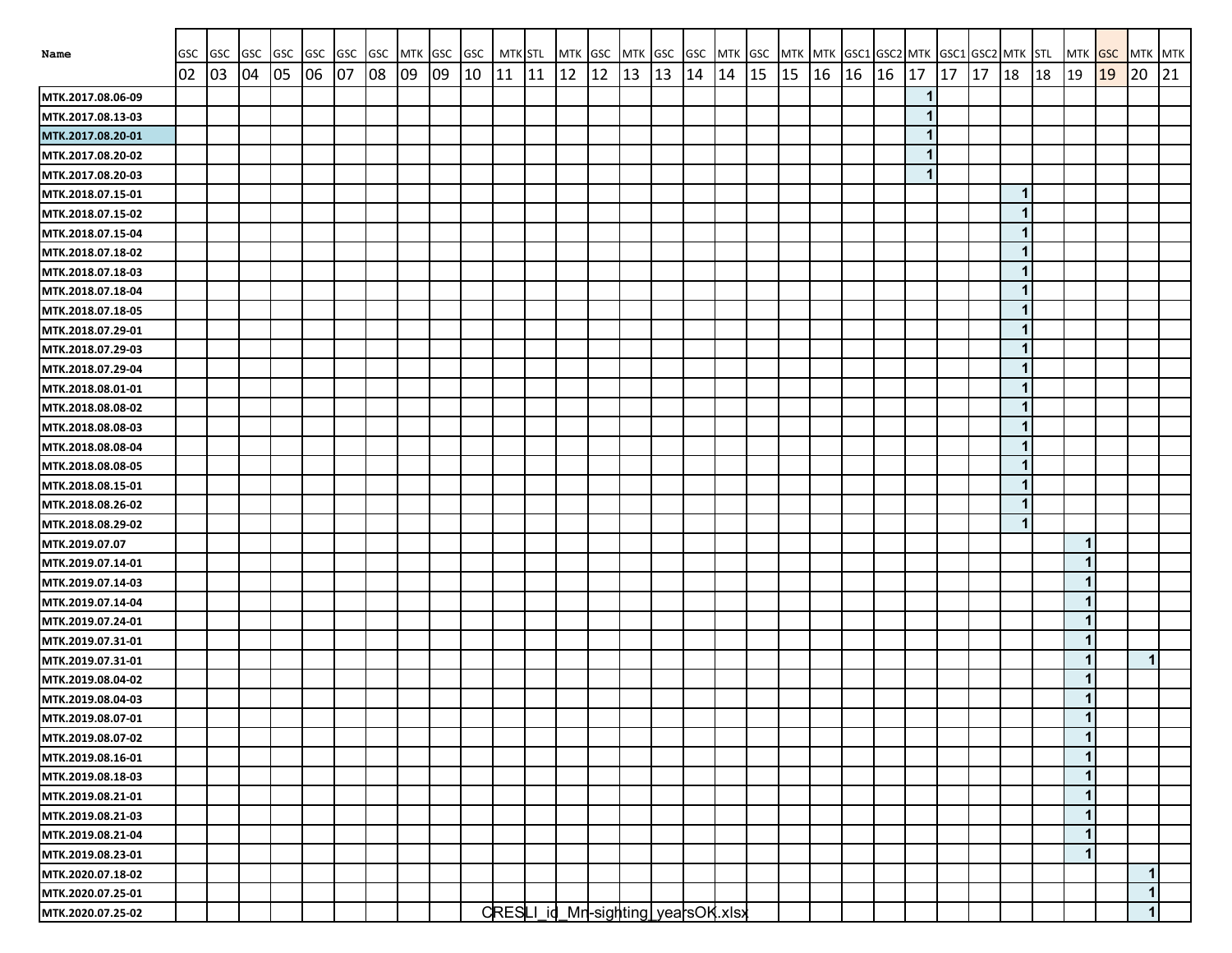| Name | GSC 02 | GSC 03 | GSC 04 | GSC 05 | GSC 06 | GSC 07 | GSC 08 | MTK 09 | GSC 09 | GSC 10 | MTK 11 | STL 11 | MTK 12 | GSC 12 | MTK 13 | GSC 13 | GSC 14 | MTK 14 | GSC 15 | MTK 15 | MTK 16 | GSC1 16 | GSC2 16 | MTK 17 | GSC1 17 | GSC2 17 | MTK 18 | STL 18 | MTK 19 | GSC 19 | MTK 20 | MTK 21 |
|---|---|---|---|---|---|---|---|---|---|---|---|---|---|---|---|---|---|---|---|---|---|---|---|---|---|---|---|---|---|---|---|---|
| MTK.2017.08.06-09 | | | | | | | | | | | | | | | | | | | | | | | | 1 | | | | | | | | |
| MTK.2017.08.13-03 | | | | | | | | | | | | | | | | | | | | | | | | 1 | | | | | | | | |
| MTK.2017.08.20-01 | | | | | | | | | | | | | | | | | | | | | | | | 1 | | | | | | | | |
| MTK.2017.08.20-02 | | | | | | | | | | | | | | | | | | | | | | | | 1 | | | | | | | | |
| MTK.2017.08.20-03 | | | | | | | | | | | | | | | | | | | | | | | | 1 | | | | | | | | |
| MTK.2018.07.15-01 | | | | | | | | | | | | | | | | | | | | | | | | | | | 1 | | | | | |
| MTK.2018.07.15-02 | | | | | | | | | | | | | | | | | | | | | | | | | | | 1 | | | | | |
| MTK.2018.07.15-04 | | | | | | | | | | | | | | | | | | | | | | | | | | | 1 | | | | | |
| MTK.2018.07.18-02 | | | | | | | | | | | | | | | | | | | | | | | | | | | 1 | | | | | |
| MTK.2018.07.18-03 | | | | | | | | | | | | | | | | | | | | | | | | | | | 1 | | | | | |
| MTK.2018.07.18-04 | | | | | | | | | | | | | | | | | | | | | | | | | | | 1 | | | | | |
| MTK.2018.07.18-05 | | | | | | | | | | | | | | | | | | | | | | | | | | | 1 | | | | | |
| MTK.2018.07.29-01 | | | | | | | | | | | | | | | | | | | | | | | | | | | 1 | | | | | |
| MTK.2018.07.29-03 | | | | | | | | | | | | | | | | | | | | | | | | | | | 1 | | | | | |
| MTK.2018.07.29-04 | | | | | | | | | | | | | | | | | | | | | | | | | | | 1 | | | | | |
| MTK.2018.08.01-01 | | | | | | | | | | | | | | | | | | | | | | | | | | | 1 | | | | | |
| MTK.2018.08.08-02 | | | | | | | | | | | | | | | | | | | | | | | | | | | 1 | | | | | |
| MTK.2018.08.08-03 | | | | | | | | | | | | | | | | | | | | | | | | | | | 1 | | | | | |
| MTK.2018.08.08-04 | | | | | | | | | | | | | | | | | | | | | | | | | | | 1 | | | | | |
| MTK.2018.08.08-05 | | | | | | | | | | | | | | | | | | | | | | | | | | | 1 | | | | | |
| MTK.2018.08.15-01 | | | | | | | | | | | | | | | | | | | | | | | | | | | 1 | | | | | |
| MTK.2018.08.26-02 | | | | | | | | | | | | | | | | | | | | | | | | | | | 1 | | | | | |
| MTK.2018.08.29-02 | | | | | | | | | | | | | | | | | | | | | | | | | | | 1 | | | | | |
| MTK.2019.07.07 | | | | | | | | | | | | | | | | | | | | | | | | | | | | | 1 | | | |
| MTK.2019.07.14-01 | | | | | | | | | | | | | | | | | | | | | | | | | | | | | 1 | | | |
| MTK.2019.07.14-03 | | | | | | | | | | | | | | | | | | | | | | | | | | | | | 1 | | | |
| MTK.2019.07.14-04 | | | | | | | | | | | | | | | | | | | | | | | | | | | | | 1 | | | |
| MTK.2019.07.24-01 | | | | | | | | | | | | | | | | | | | | | | | | | | | | | 1 | | | |
| MTK.2019.07.31-01 | | | | | | | | | | | | | | | | | | | | | | | | | | | | | 1 | | | |
| MTK.2019.07.31-01 | | | | | | | | | | | | | | | | | | | | | | | | | | | | | 1 | | 1 | |
| MTK.2019.08.04-02 | | | | | | | | | | | | | | | | | | | | | | | | | | | | | 1 | | | |
| MTK.2019.08.04-03 | | | | | | | | | | | | | | | | | | | | | | | | | | | | | 1 | | | |
| MTK.2019.08.07-01 | | | | | | | | | | | | | | | | | | | | | | | | | | | | | 1 | | | |
| MTK.2019.08.07-02 | | | | | | | | | | | | | | | | | | | | | | | | | | | | | 1 | | | |
| MTK.2019.08.16-01 | | | | | | | | | | | | | | | | | | | | | | | | | | | | | 1 | | | |
| MTK.2019.08.18-03 | | | | | | | | | | | | | | | | | | | | | | | | | | | | | 1 | | | |
| MTK.2019.08.21-01 | | | | | | | | | | | | | | | | | | | | | | | | | | | | | 1 | | | |
| MTK.2019.08.21-03 | | | | | | | | | | | | | | | | | | | | | | | | | | | | | 1 | | | |
| MTK.2019.08.21-04 | | | | | | | | | | | | | | | | | | | | | | | | | | | | | 1 | | | |
| MTK.2019.08.23-01 | | | | | | | | | | | | | | | | | | | | | | | | | | | | | 1 | | | |
| MTK.2020.07.18-02 | | | | | | | | | | | | | | | | | | | | | | | | | | | | | | | 1 | |
| MTK.2020.07.25-01 | | | | | | | | | | | | | | | | | | | | | | | | | | | | | | | 1 | |
| MTK.2020.07.25-02 | | | | | | | | | | | | | | | | | | | | | | | | | | | | | | | 1 | |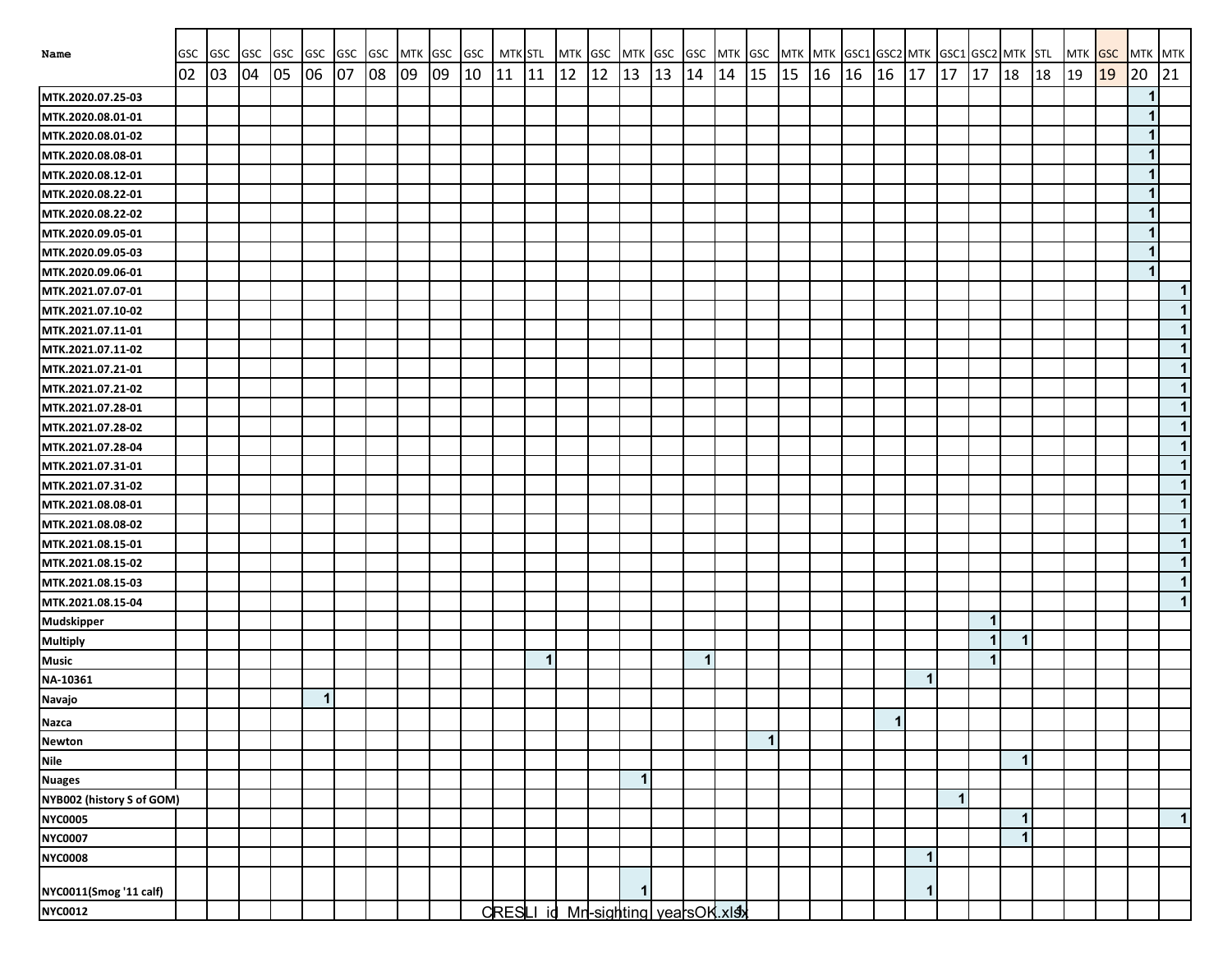| Name | GSC 02 | GSC 03 | GSC 04 | GSC 05 | GSC 06 | GSC 07 | GSC 08 | MTK 09 | GSC 09 | GSC 10 | MTK 11 | STL 11 | MTK 12 | GSC 12 | MTK 13 | GSC 13 | GSC 14 | MTK 14 | GSC 15 | MTK 15 | MTK 16 | GSC1 16 | GSC2 16 | MTK 17 | GSC1 17 | GSC2 17 | MTK 18 | STL 18 | MTK 19 | GSC 19 | MTK 20 | MTK 21 |
|---|---|---|---|---|---|---|---|---|---|---|---|---|---|---|---|---|---|---|---|---|---|---|---|---|---|---|---|---|---|---|---|---|
| MTK.2020.07.25-03 | | | | | | | | | | | | | | | | | | | | | | | | | | | | | | | 1 | |
| MTK.2020.08.01-01 | | | | | | | | | | | | | | | | | | | | | | | | | | | | | | | 1 | |
| MTK.2020.08.01-02 | | | | | | | | | | | | | | | | | | | | | | | | | | | | | | | 1 | |
| MTK.2020.08.08-01 | | | | | | | | | | | | | | | | | | | | | | | | | | | | | | | 1 | |
| MTK.2020.08.12-01 | | | | | | | | | | | | | | | | | | | | | | | | | | | | | | | 1 | |
| MTK.2020.08.22-01 | | | | | | | | | | | | | | | | | | | | | | | | | | | | | | | 1 | |
| MTK.2020.08.22-02 | | | | | | | | | | | | | | | | | | | | | | | | | | | | | | | 1 | |
| MTK.2020.09.05-01 | | | | | | | | | | | | | | | | | | | | | | | | | | | | | | | 1 | |
| MTK.2020.09.05-03 | | | | | | | | | | | | | | | | | | | | | | | | | | | | | | | 1 | |
| MTK.2020.09.06-01 | | | | | | | | | | | | | | | | | | | | | | | | | | | | | | | 1 | |
| MTK.2021.07.07-01 | | | | | | | | | | | | | | | | | | | | | | | | | | | | | | | | 1 |
| MTK.2021.07.10-02 | | | | | | | | | | | | | | | | | | | | | | | | | | | | | | | | 1 |
| MTK.2021.07.11-01 | | | | | | | | | | | | | | | | | | | | | | | | | | | | | | | | 1 |
| MTK.2021.07.11-02 | | | | | | | | | | | | | | | | | | | | | | | | | | | | | | | | 1 |
| MTK.2021.07.21-01 | | | | | | | | | | | | | | | | | | | | | | | | | | | | | | | | 1 |
| MTK.2021.07.21-02 | | | | | | | | | | | | | | | | | | | | | | | | | | | | | | | | 1 |
| MTK.2021.07.28-01 | | | | | | | | | | | | | | | | | | | | | | | | | | | | | | | | 1 |
| MTK.2021.07.28-02 | | | | | | | | | | | | | | | | | | | | | | | | | | | | | | | | 1 |
| MTK.2021.07.28-04 | | | | | | | | | | | | | | | | | | | | | | | | | | | | | | | | 1 |
| MTK.2021.07.31-01 | | | | | | | | | | | | | | | | | | | | | | | | | | | | | | | | 1 |
| MTK.2021.07.31-02 | | | | | | | | | | | | | | | | | | | | | | | | | | | | | | | | 1 |
| MTK.2021.08.08-01 | | | | | | | | | | | | | | | | | | | | | | | | | | | | | | | | 1 |
| MTK.2021.08.08-02 | | | | | | | | | | | | | | | | | | | | | | | | | | | | | | | | 1 |
| MTK.2021.08.15-01 | | | | | | | | | | | | | | | | | | | | | | | | | | | | | | | | 1 |
| MTK.2021.08.15-02 | | | | | | | | | | | | | | | | | | | | | | | | | | | | | | | | 1 |
| MTK.2021.08.15-03 | | | | | | | | | | | | | | | | | | | | | | | | | | | | | | | | 1 |
| MTK.2021.08.15-04 | | | | | | | | | | | | | | | | | | | | | | | | | | | | | | | | 1 |
| Mudskipper | | | | | | | | | | | | | | | | | | | | | | | | | | 1 | | | | | | |
| Multiply | | | | | | | | | | | | | | | | | | | | | | | | | | 1 | 1 | | | | | |
| Music | | | | | | | | | | | | 1 | | | | | 1 | | | | | | | | | 1 | | | | | | |
| NA-10361 | | | | | | | | | | | | | | | | | | | | | | | | 1 | | | | | | | | |
| Navajo | | | | | 1 | | | | | | | | | | | | | | | | | | | | | | | | | | | |
| Nazca | | | | | | | | | | | | | | | | | | | | | | | 1 | | | | | | | | | |
| Newton | | | | | | | | | | | | | | | | | | | 1 | | | | | | | | | | | | | |
| Nile | | | | | | | | | | | | | | | | | | | | | | | | | | | 1 | | | | | |
| Nuages | | | | | | | | | | | | | | | 1 | | | | | | | | | | | | | | | | | |
| NYB002 (history S of GOM) | | | | | | | | | | | | | | | | | | | | | | | | | 1 | | | | | | | |
| NYC0005 | | | | | | | | | | | | | | | | | | | | | | | | | | | 1 | | | | | 1 |
| NYC0007 | | | | | | | | | | | | | | | | | | | | | | | | | | | 1 | | | | | |
| NYC0008 | | | | | | | | | | | | | | | | | | | | | | | | 1 | | | | | | | | |
| NYC0011(Smog '11 calf) | | | | | | | | | | | | | | | 1 | | | | | | | | | 1 | | | | | | | | |
| NYC0012 | | | | | | | | | | | | | | | | | | 1 | | | | | | | | | | | | | | |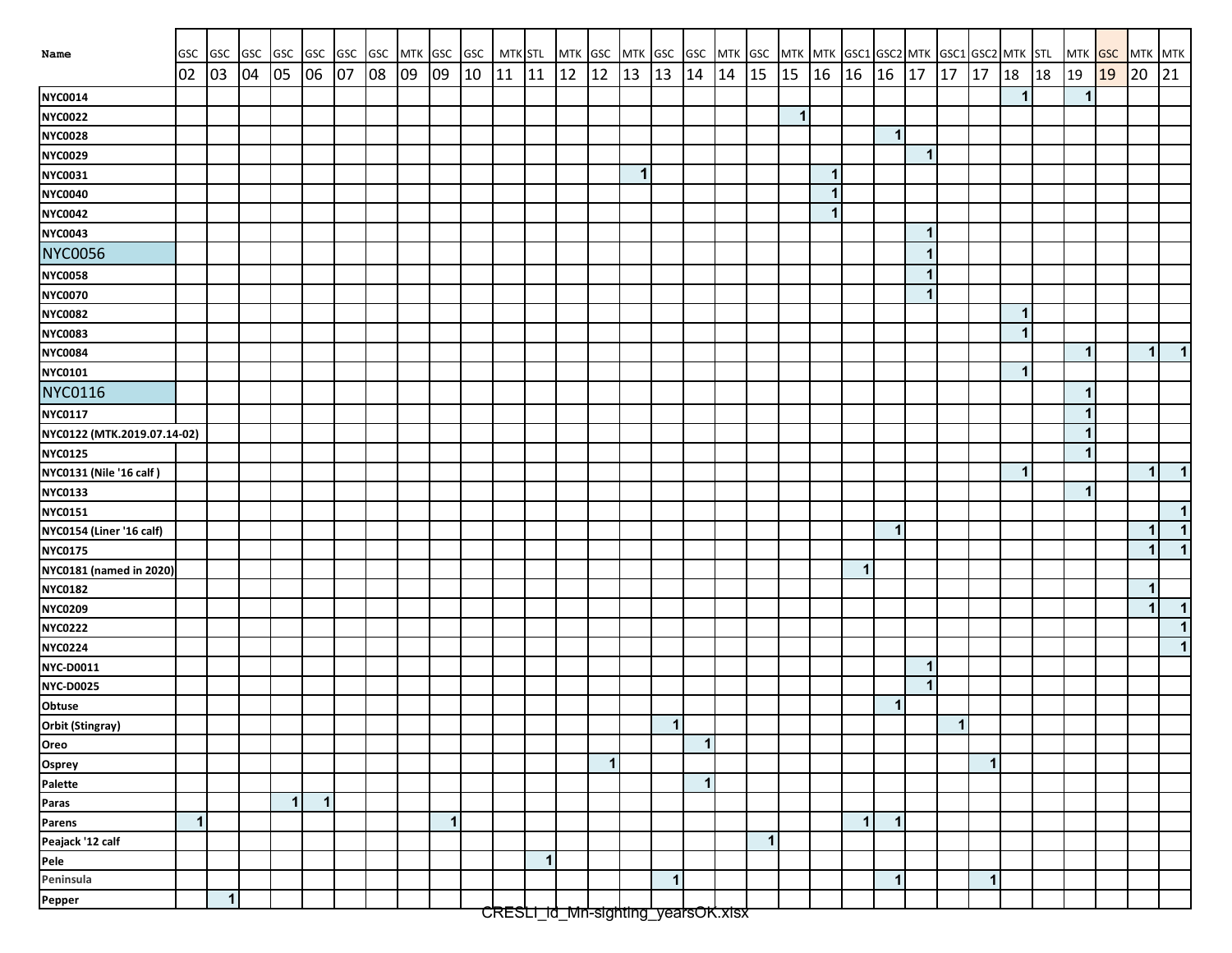| Name | GSC | GSC | GSC | GSC | GSC | GSC | GSC | MTK | GSC | GSC | MTK | STL | MTK | GSC | MTK | GSC | GSC | MTK | GSC | MTK | MTK | GSC1 | GSC2 | MTK | GSC1 | GSC2 | MTK | STL | MTK | GSC | MTK | MTK |
|---|---|---|---|---|---|---|---|---|---|---|---|---|---|---|---|---|---|---|---|---|---|---|---|---|---|---|---|---|---|---|---|---|
| | 02 | 03 | 04 | 05 | 06 | 07 | 08 | 09 | 09 | 10 | 11 | 11 | 12 | 12 | 13 | 13 | 14 | 14 | 15 | 15 | 16 | 16 | 16 | 17 | 17 | 17 | 18 | 18 | 19 | 19 | 20 | 21 |
| NYC0014 | | | | | | | | | | | | | | | | | | | | | | | | | | | 1 | | 1 | | | |
| NYC0022 | | | | | | | | | | | | | | | | | | | | 1 | | | | | | | | | | | | |
| NYC0028 | | | | | | | | | | | | | | | | | | | | | | | 1 | | | | | | | | | |
| NYC0029 | | | | | | | | | | | | | | | | | | | | | | | | 1 | | | | | | | | |
| NYC0031 | | | | | | | | | | | | | | | 1 | | | | | | 1 | | | | | | | | | | | |
| NYC0040 | | | | | | | | | | | | | | | | | | | | | 1 | | | | | | | | | | | |
| NYC0042 | | | | | | | | | | | | | | | | | | | | | 1 | | | | | | | | | | | |
| NYC0043 | | | | | | | | | | | | | | | | | | | | | | | | 1 | | | | | | | | |
| NYC0056 | | | | | | | | | | | | | | | | | | | | | | | | 1 | | | | | | | | |
| NYC0058 | | | | | | | | | | | | | | | | | | | | | | | | 1 | | | | | | | | |
| NYC0070 | | | | | | | | | | | | | | | | | | | | | | | | 1 | | | | | | | | |
| NYC0082 | | | | | | | | | | | | | | | | | | | | | | | | | | | 1 | | | | | |
| NYC0083 | | | | | | | | | | | | | | | | | | | | | | | | | | | 1 | | | | | |
| NYC0084 | | | | | | | | | | | | | | | | | | | | | | | | | | | | | 1 | | 1 | 1 |
| NYC0101 | | | | | | | | | | | | | | | | | | | | | | | | | | | 1 | | | | | |
| NYC0116 | | | | | | | | | | | | | | | | | | | | | | | | | | | | | 1 | | | |
| NYC0117 | | | | | | | | | | | | | | | | | | | | | | | | | | | | | 1 | | | |
| NYC0122 (MTK.2019.07.14-02) | | | | | | | | | | | | | | | | | | | | | | | | | | | | | 1 | | | |
| NYC0125 | | | | | | | | | | | | | | | | | | | | | | | | | | | | | 1 | | | |
| NYC0131 (Nile '16 calf ) | | | | | | | | | | | | | | | | | | | | | | | | | | | 1 | | | | 1 | 1 |
| NYC0133 | | | | | | | | | | | | | | | | | | | | | | | | | | | | | 1 | | | |
| NYC0151 | | | | | | | | | | | | | | | | | | | | | | | | | | | | | | | | 1 |
| NYC0154 (Liner '16 calf) | | | | | | | | | | | | | | | | | | | | | | | 1 | | | | | | | | 1 | 1 |
| NYC0175 | | | | | | | | | | | | | | | | | | | | | | | | | | | | | | | 1 | 1 |
| NYC0181 (named in 2020) | | | | | | | | | | | | | | | | | | | | | | 1 | | | | | | | | | | |
| NYC0182 | | | | | | | | | | | | | | | | | | | | | | | | | | | | | | | 1 | |
| NYC0209 | | | | | | | | | | | | | | | | | | | | | | | | | | | | | | | 1 | 1 |
| NYC0222 | | | | | | | | | | | | | | | | | | | | | | | | | | | | | | | | 1 |
| NYC0224 | | | | | | | | | | | | | | | | | | | | | | | | | | | | | | | | 1 |
| NYC-D0011 | | | | | | | | | | | | | | | | | | | | | | | | 1 | | | | | | | | |
| NYC-D0025 | | | | | | | | | | | | | | | | | | | | | | | | 1 | | | | | | | | |
| Obtuse | | | | | | | | | | | | | | | | | | | | | | | 1 | | | | | | | | | |
| Orbit (Stingray) | | | | | | | | | | | | | | | | 1 | | | | | | | | | 1 | | | | | | | |
| Oreo | | | | | | | | | | | | | | | | | 1 | | | | | | | | | | | | | | | |
| Osprey | | | | | | | | | | | | | | 1 | | | | | | | | | | | | 1 | | | | | | |
| Palette | | | | | | | | | | | | | | | | | 1 | | | | | | | | | | | | | | | |
| Paras | | | | 1 | 1 | | | | | | | | | | | | | | | | | | | | | | | | | | | |
| Parens | 1 | | | | | | | | 1 | | | | | | | | | | | | | 1 | 1 | | | | | | | | | |
| Peajack '12 calf | | | | | | | | | | | | | | | | | | | 1 | | | | | | | | | | | | | |
| Pele | | | | | | | | | | | | 1 | | | | | | | | | | | | | | | | | | | | |
| Peninsula | | | | | | | | | | | | | | | | 1 | | | | | | | 1 | | | 1 | | | | | | |
| Pepper | | 1 | | | | | | | | | | | | | | | | | | | | | | | | | | | | | | |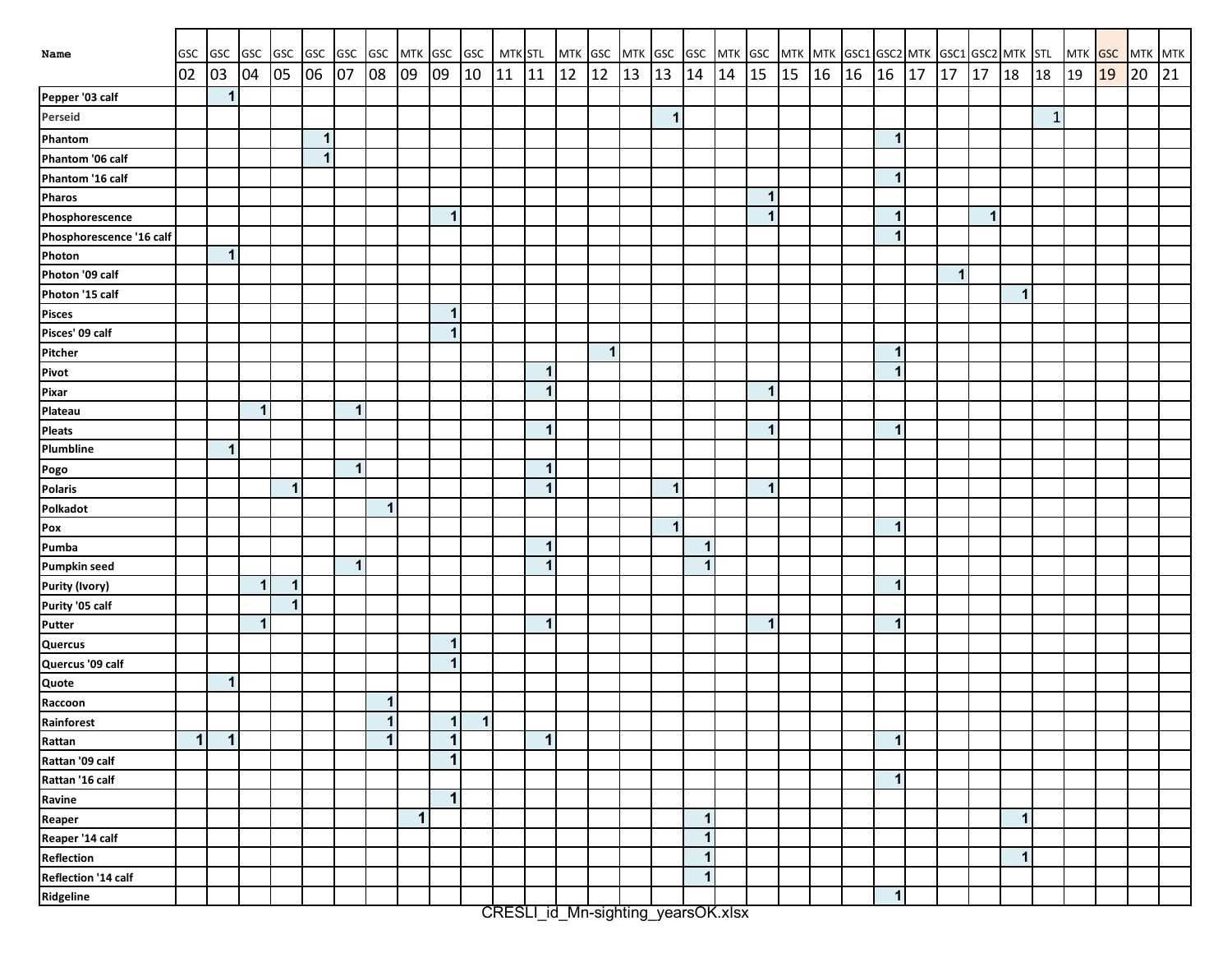| Name | GSC | GSC | GSC | GSC | GSC | GSC | GSC | MTK | GSC | GSC | MTK | STL | MTK | GSC | MTK | GSC | GSC | MTK | GSC | MTK | MTK | GSC1 | GSC2 | MTK | GSC1 | GSC2 | MTK | STL | MTK | GSC | MTK | MTK |
|---|---|---|---|---|---|---|---|---|---|---|---|---|---|---|---|---|---|---|---|---|---|---|---|---|---|---|---|---|---|---|---|---|
| | 02 | 03 | 04 | 05 | 06 | 07 | 08 | 09 | 09 | 10 | 11 | 11 | 12 | 12 | 13 | 13 | 14 | 14 | 15 | 15 | 16 | 16 | 16 | 17 | 17 | 17 | 18 | 18 | 19 | 19 | 20 | 21 |
| Pepper '03 calf | | 1 | | | | | | | | | | | | | | | | | | | | | | | | | | | | | | |
| Perseid | | | | | | | | | | | | | | | | 1 | | | | | | | | | | | | 1 | | | | |
| Phantom | | | | | 1 | | | | | | | | | | | | | | | | | | 1 | | | | | | | | | |
| Phantom '06 calf | | | | | 1 | | | | | | | | | | | | | | | | | | | | | | | | | | | |
| Phantom '16 calf | | | | | | | | | | | | | | | | | | | | | | | 1 | | | | | | | | | |
| Pharos | | | | | | | | | | | | | | | | | | | 1 | | | | | | | | | | | | | |
| Phosphorescence | | | | | | | | | 1 | | | | | | | | | | 1 | | | | 1 | | | 1 | | | | | | |
| Phosphorescence '16 calf | | | | | | | | | | | | | | | | | | | | | | | 1 | | | | | | | | | |
| Photon | | 1 | | | | | | | | | | | | | | | | | | | | | | | | | | | | | | |
| Photon '09 calf | | | | | | | | | | | | | | | | | | | | | | | | | 1 | | | | | | | |
| Photon '15 calf | | | | | | | | | | | | | | | | | | | | | | | | | | | 1 | | | | | |
| Pisces | | | | | | | | | 1 | | | | | | | | | | | | | | | | | | | | | | | |
| Pisces' 09 calf | | | | | | | | | 1 | | | | | | | | | | | | | | | | | | | | | | | |
| Pitcher | | | | | | | | | | | | | | 1 | | | | | | | | | 1 | | | | | | | | | |
| Pivot | | | | | | | | | | | | 1 | | | | | | | | | | | 1 | | | | | | | | | |
| Pixar | | | | | | | | | | | | 1 | | | | | | | 1 | | | | | | | | | | | | | |
| Plateau | | | 1 | | | 1 | | | | | | | | | | | | | | | | | | | | | | | | | | |
| Pleats | | | | | | | | | | | | 1 | | | | | | | 1 | | | | 1 | | | | | | | | | |
| Plumbline | | 1 | | | | | | | | | | | | | | | | | | | | | | | | | | | | | | |
| Pogo | | | | | | 1 | | | | | | 1 | | | | | | | | | | | | | | | | | | | | |
| Polaris | | | | 1 | | | | | | | | 1 | | | | 1 | | | 1 | | | | | | | | | | | | | |
| Polkadot | | | | | | | 1 | | | | | | | | | | | | | | | | | | | | | | | | | |
| Pox | | | | | | | | | | | | | | | | 1 | | | | | | | 1 | | | | | | | | | |
| Pumba | | | | | | | | | | | | 1 | | | | | 1 | | | | | | | | | | | | | | | |
| Pumpkin seed | | | | | | 1 | | | | | | 1 | | | | | 1 | | | | | | | | | | | | | | | |
| Purity (Ivory) | | | 1 | 1 | | | | | | | | | | | | | | | | | | | 1 | | | | | | | | | |
| Purity '05 calf | | | | 1 | | | | | | | | | | | | | | | | | | | | | | | | | | | | |
| Putter | | | 1 | | | | | | | | | 1 | | | | | | | 1 | | | | 1 | | | | | | | | | |
| Quercus | | | | | | | | | 1 | | | | | | | | | | | | | | | | | | | | | | | |
| Quercus '09 calf | | | | | | | | | 1 | | | | | | | | | | | | | | | | | | | | | | | |
| Quote | | 1 | | | | | | | | | | | | | | | | | | | | | | | | | | | | | | |
| Raccoon | | | | | | | 1 | | | | | | | | | | | | | | | | | | | | | | | | | |
| Rainforest | | | | | | | 1 | | 1 | 1 | | | | | | | | | | | | | | | | | | | | | | |
| Rattan | 1 | 1 | | | | | 1 | | 1 | | | 1 | | | | | | | | | | | 1 | | | | | | | | | |
| Rattan '09 calf | | | | | | | | | 1 | | | | | | | | | | | | | | | | | | | | | | | |
| Rattan '16 calf | | | | | | | | | | | | | | | | | | | | | | | 1 | | | | | | | | | |
| Ravine | | | | | | | | | 1 | | | | | | | | | | | | | | | | | | | | | | | |
| Reaper | | | | | | | | 1 | | | | | | | | | 1 | | | | | | | | | | 1 | | | | | |
| Reaper '14 calf | | | | | | | | | | | | | | | | | 1 | | | | | | | | | | | | | | | |
| Reflection | | | | | | | | | | | | | | | | | 1 | | | | | | | | | | 1 | | | | | |
| Reflection '14 calf | | | | | | | | | | | | | | | | | 1 | | | | | | | | | | | | | | | |
| Ridgeline | | | | | | | | | | | | | | | | | | | | | | | 1 | | | | | | | | | |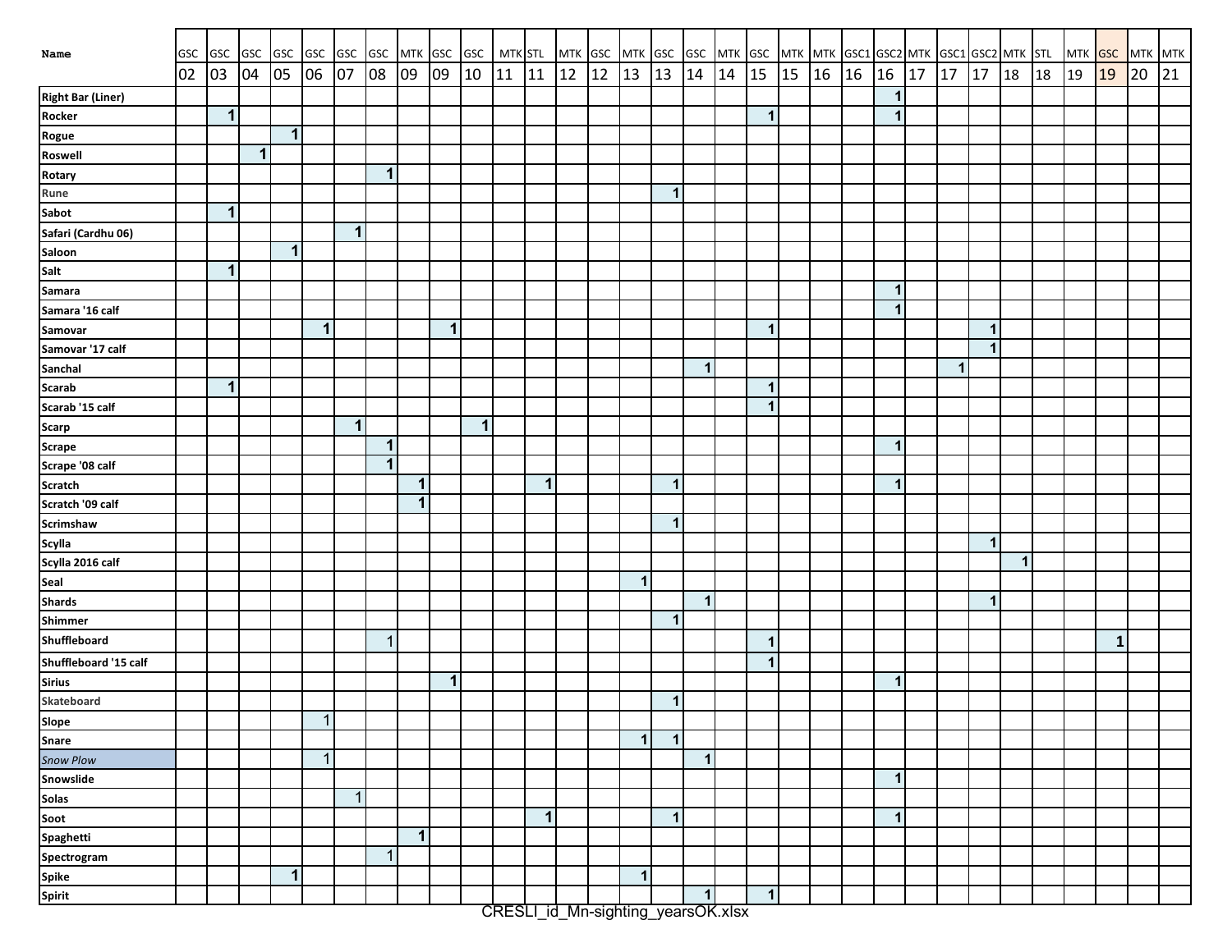| Name | GSC 02 | GSC 03 | GSC 04 | GSC 05 | GSC 06 | GSC 07 | GSC 08 | MTK 09 | GSC 09 | GSC 10 | MTK 11 | STL 11 | MTK 12 | GSC 12 | MTK 13 | GSC 13 | GSC 14 | MTK 14 | GSC 15 | MTK 15 | MTK 16 | GSC1 16 | GSC2 16 | MTK 17 | GSC1 17 | GSC2 17 | MTK 18 | STL 18 | MTK 19 | GSC 19 | MTK 20 | MTK 21 |
|---|---|---|---|---|---|---|---|---|---|---|---|---|---|---|---|---|---|---|---|---|---|---|---|---|---|---|---|---|---|---|---|---|
| Right Bar (Liner) | | | | | | | | | | | | | | | | | | | | | | | 1 | | | | | | | | | |
| Rocker | | 1 | | | | | | | | | | | | | | | | | 1 | | | | 1 | | | | | | | | | |
| Rogue | | | | 1 | | | | | | | | | | | | | | | | | | | | | | | | | | | | |
| Roswell | | | 1 | | | | | | | | | | | | | | | | | | | | | | | | | | | | | |
| Rotary | | | | | | | 1 | | | | | | | | | | | | | | | | | | | | | | | | | |
| Rune | | | | | | | | | | | | | | | | 1 | | | | | | | | | | | | | | | | |
| Sabot | | 1 | | | | | | | | | | | | | | | | | | | | | | | | | | | | | | |
| Safari (Cardhu 06) | | | | | | 1 | | | | | | | | | | | | | | | | | | | | | | | | | | |
| Saloon | | | | 1 | | | | | | | | | | | | | | | | | | | | | | | | | | | | |
| Salt | | 1 | | | | | | | | | | | | | | | | | | | | | | | | | | | | | | |
| Samara | | | | | | | | | | | | | | | | | | | | | | | 1 | | | | | | | | | |
| Samara '16 calf | | | | | | | | | | | | | | | | | | | | | | | 1 | | | | | | | | | |
| Samovar | | | | | 1 | | | | 1 | | | | | | | | | | 1 | | | | | | | 1 | | | | | | |
| Samovar '17 calf | | | | | | | | | | | | | | | | | | | | | | | | | | 1 | | | | | | |
| Sanchal | | | | | | | | | | | | | | | | | 1 | | | | | | | | 1 | | | | | | | |
| Scarab | | 1 | | | | | | | | | | | | | | | | | 1 | | | | | | | | | | | | | |
| Scarab '15 calf | | | | | | | | | | | | | | | | | | | 1 | | | | | | | | | | | | | |
| Scarp | | | | | | 1 | | | | 1 | | | | | | | | | | | | | | | | | | | | | | |
| Scrape | | | | | | | 1 | | | | | | | | | | | | | | | | 1 | | | | | | | | | |
| Scrape '08 calf | | | | | | | 1 | | | | | | | | | | | | | | | | | | | | | | | | | |
| Scratch | | | | | | | | 1 | | | | 1 | | | | 1 | | | | | | | 1 | | | | | | | | | |
| Scratch '09 calf | | | | | | | | 1 | | | | | | | | | | | | | | | | | | | | | | | | |
| Scrimshaw | | | | | | | | | | | | | | | | 1 | | | | | | | | | | | | | | | | |
| Scylla | | | | | | | | | | | | | | | | | | | | | | | | | | 1 | | | | | | |
| Scylla 2016 calf | | | | | | | | | | | | | | | | | | | | | | | | | | | 1 | | | | | |
| Seal | | | | | | | | | | | | | | | 1 | | | | | | | | | | | | | | | | | |
| Shards | | | | | | | | | | | | | | | | | 1 | | | | | | | | | 1 | | | | | | |
| Shimmer | | | | | | | | | | | | | | | | 1 | | | | | | | | | | | | | | | | |
| Shuffleboard | | | | | | | 1 | | | | | | | | | | | | 1 | | | | | | | | | | | 1 | | |
| Shuffleboard '15 calf | | | | | | | | | | | | | | | | | | | 1 | | | | | | | | | | | | | |
| Sirius | | | | | | | | | 1 | | | | | | | | | | | | | | 1 | | | | | | | | | |
| Skateboard | | | | | | | | | | | | | | | | 1 | | | | | | | | | | | | | | | | |
| Slope | | | | | 1 | | | | | | | | | | | | | | | | | | | | | | | | | | | |
| Snare | | | | | | | | | | | | | | | 1 | 1 | | | | | | | | | | | | | | | | |
| *Snow Plow* | | | | | 1 | | | | | | | | | | | | 1 | | | | | | | | | | | | | | | |
| Snowslide | | | | | | | | | | | | | | | | | | | | | | | 1 | | | | | | | | | |
| Solas | | | | | | 1 | | | | | | | | | | | | | | | | | | | | | | | | | | |
| Soot | | | | | | | | | | | | 1 | | | | 1 | | | | | | | 1 | | | | | | | | | |
| Spaghetti | | | | | | | | 1 | | | | | | | | | | | | | | | | | | | | | | | | |
| Spectrogram | | | | | | | 1 | | | | | | | | | | | | | | | | | | | | | | | | | |
| Spike | | | | 1 | | | | | | | | | | | 1 | | | | | | | | | | | | | | | | | |
| Spirit | | | | | | | | | | | | | | | | | 1 | | 1 | | | | | | | | | | | | | |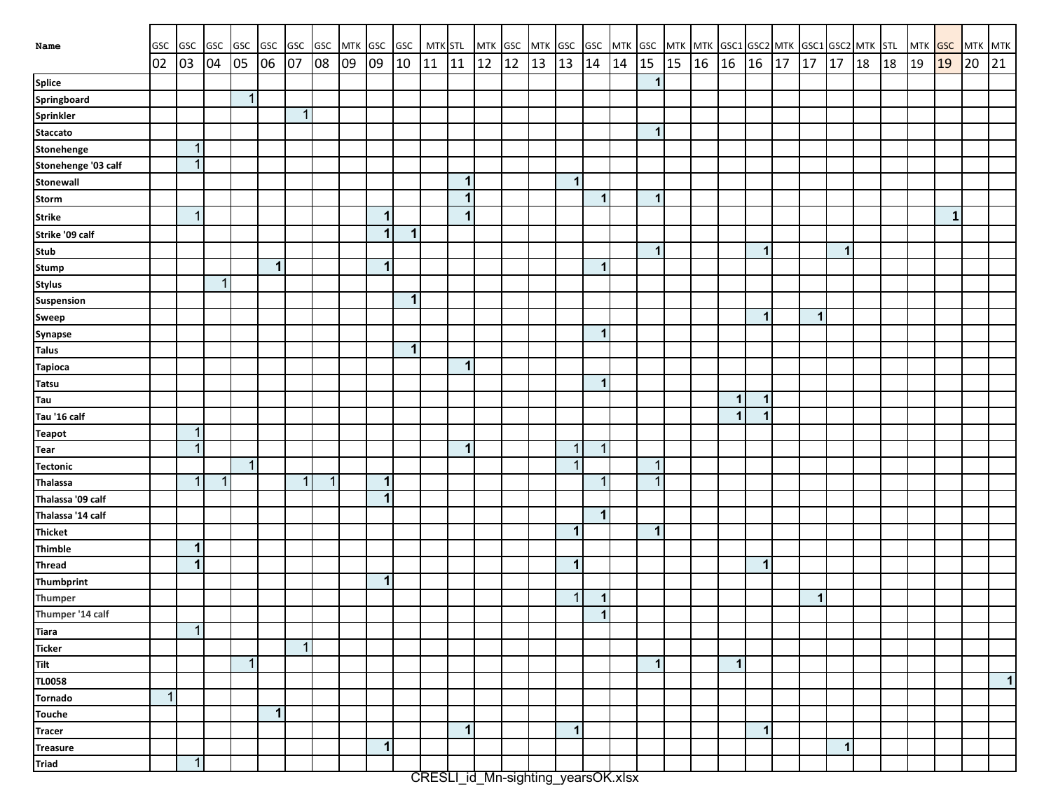| Name | GSC | GSC | GSC | GSC | GSC | GSC | GSC | MTK | GSC | GSC | MTK | STL | MTK | GSC | MTK | GSC | GSC | MTK | GSC | MTK | MTK | GSC1 | GSC2 | MTK | GSC1 | GSC2 | MTK | STL | MTK | GSC | MTK | MTK |
|---|---|---|---|---|---|---|---|---|---|---|---|---|---|---|---|---|---|---|---|---|---|---|---|---|---|---|---|---|---|---|---|---|
| | 02 | 03 | 04 | 05 | 06 | 07 | 08 | 09 | 09 | 10 | 11 | 11 | 12 | 12 | 13 | 13 | 14 | 14 | 15 | 15 | 16 | 16 | 16 | 17 | 17 | 17 | 18 | 18 | 19 | 19 | 20 | 21 |
| Splice | | | | | | | | | | | | | | | | | | | 1 | | | | | | | | | | | | | |
| Springboard | | | | 1 | | | | | | | | | | | | | | | | | | | | | | | | | | | | |
| Sprinkler | | | | | | 1 | | | | | | | | | | | | | | | | | | | | | | | | | | |
| Staccato | | | | | | | | | | | | | | | | | | | 1 | | | | | | | | | | | | | |
| Stonehenge | | 1 | | | | | | | | | | | | | | | | | | | | | | | | | | | | | | |
| Stonehenge '03 calf | | 1 | | | | | | | | | | | | | | | | | | | | | | | | | | | | | | |
| Stonewall | | | | | | | | | | | | 1 | | | | 1 | | | | | | | | | | | | | | | | |
| Storm | | | | | | | | | | | | 1 | | | | | 1 | | 1 | | | | | | | | | | | | | |
| Strike | | 1 | | | | | | | 1 | | | 1 | | | | | | | | | | | | | | | | | | 1 | | |
| Strike '09 calf | | | | | | | | | 1 | 1 | | | | | | | | | | | | | | | | | | | | | | |
| Stub | | | | | | | | | | | | | | | | | | | 1 | | | | 1 | | | 1 | | | | | | |
| Stump | | | | | 1 | | | | 1 | | | | | | | | 1 | | | | | | | | | | | | | | | |
| Stylus | | | 1 | | | | | | | | | | | | | | | | | | | | | | | | | | | | | |
| Suspension | | | | | | | | | | 1 | | | | | | | | | | | | | | | | | | | | | | |
| Sweep | | | | | | | | | | | | | | | | | | | | | | | 1 | | 1 | | | | | | | |
| Synapse | | | | | | | | | | | | | | | | | 1 | | | | | | | | | | | | | | | |
| Talus | | | | | | | | | | 1 | | | | | | | | | | | | | | | | | | | | | | |
| Tapioca | | | | | | | | | | | | 1 | | | | | | | | | | | | | | | | | | | | |
| Tatsu | | | | | | | | | | | | | | | | | 1 | | | | | | | | | | | | | | | |
| Tau | | | | | | | | | | | | | | | | | | | | | | 1 | 1 | | | | | | | | | |
| Tau '16 calf | | | | | | | | | | | | | | | | | | | | | | 1 | 1 | | | | | | | | | |
| Teapot | | 1 | | | | | | | | | | | | | | | | | | | | | | | | | | | | | | |
| Tear | | 1 | | | | | | | | | | 1 | | | | 1 | 1 | | | | | | | | | | | | | | | |
| Tectonic | | | | 1 | | | | | | | | | | | | 1 | | | 1 | | | | | | | | | | | | | |
| Thalassa | | 1 | 1 | | | 1 | 1 | | 1 | | | | | | | | 1 | | 1 | | | | | | | | | | | | | |
| Thalassa '09 calf | | | | | | | | | 1 | | | | | | | | | | | | | | | | | | | | | | | |
| Thalassa '14 calf | | | | | | | | | | | | | | | | | 1 | | | | | | | | | | | | | | | |
| Thicket | | | | | | | | | | | | | | | | 1 | | | 1 | | | | | | | | | | | | | |
| Thimble | | 1 | | | | | | | | | | | | | | | | | | | | | | | | | | | | | | |
| Thread | | 1 | | | | | | | | | | | | | | 1 | | | | | | | 1 | | | | | | | | | |
| Thumbprint | | | | | | | | | 1 | | | | | | | | | | | | | | | | | | | | | | | |
| Thumper | | | | | | | | | | | | | | | | 1 | 1 | | | | | | | | 1 | | | | | | | |
| Thumper '14 calf | | | | | | | | | | | | | | | | | 1 | | | | | | | | | | | | | | | |
| Tiara | | 1 | | | | | | | | | | | | | | | | | | | | | | | | | | | | | | |
| Ticker | | | | | | 1 | | | | | | | | | | | | | | | | | | | | | | | | | | |
| Tilt | | | | 1 | | | | | | | | | | | | | | | 1 | | | 1 | | | | | | | | | | |
| TL0058 | | | | | | | | | | | | | | | | | | | | | | | | | | | | | | | | 1 |
| Tornado | 1 | | | | | | | | | | | | | | | | | | | | | | | | | | | | | | | |
| Touche | | | | | 1 | | | | | | | | | | | | | | | | | | | | | | | | | | | |
| Tracer | | | | | | | | | | | | 1 | | | | 1 | | | | | | | 1 | | | | | | | | | |
| Treasure | | | | | | | | | 1 | | | | | | | | | | | | | | | | | 1 | | | | | | |
| Triad | | 1 | | | | | | | | | | | | | | | | | | | | | | | | | | | | | | |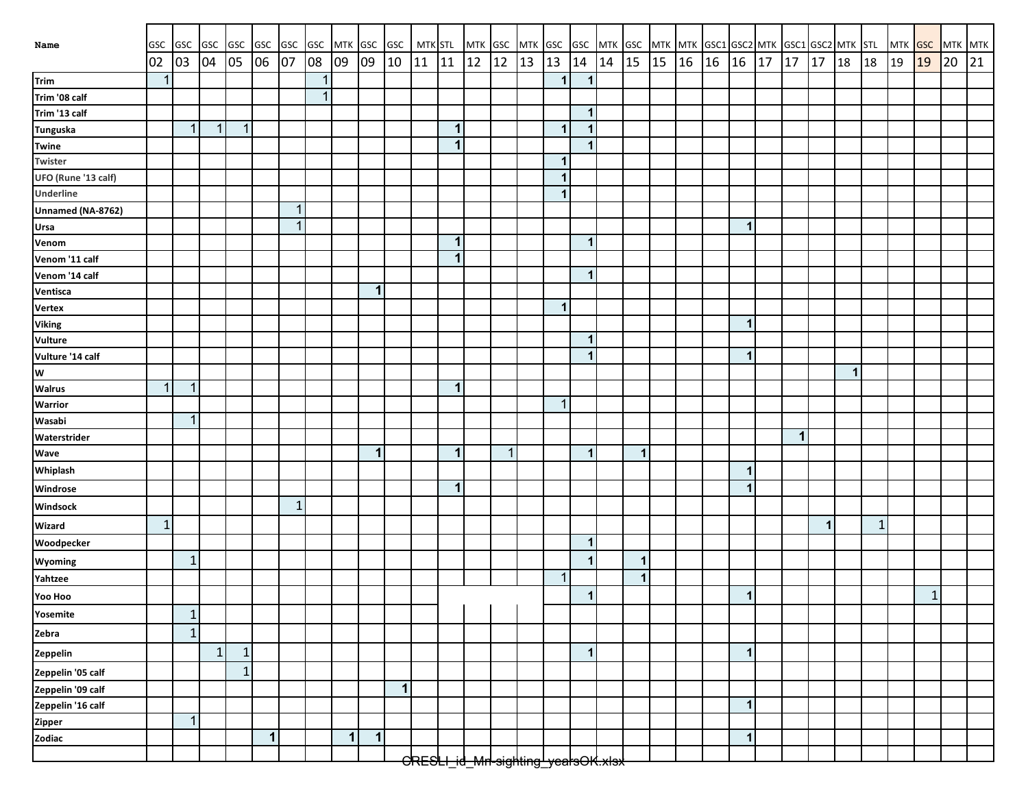| Name | GSC 02 | GSC 03 | GSC 04 | GSC 05 | GSC 06 | GSC 07 | GSC 08 | MTK 09 | GSC 09 | GSC 10 | MTK 11 | STL 11 | MTK 12 | GSC 12 | MTK 13 | GSC 13 | GSC 14 | MTK 14 | GSC 15 | MTK 15 | MTK 16 | GSC1 16 | GSC2 16 | MTK 17 | GSC1 17 | GSC2 17 | MTK 18 | STL 18 | MTK 19 | GSC 19 | MTK 20 | MTK 21 |
|---|---|---|---|---|---|---|---|---|---|---|---|---|---|---|---|---|---|---|---|---|---|---|---|---|---|---|---|---|---|---|---|---|
| Trim | 1 | | | | | | 1 | | | | | | | | | 1 | 1 | | | | | | | | | | | | | | | |
| Trim '08 calf | | | | | | | 1 | | | | | | | | | | | | | | | | | | | | | | | | | |
| Trim '13 calf | | | | | | | | | | | | | | | | | 1 | | | | | | | | | | | | | | | |
| Tunguska | | 1 | 1 | 1 | | | | | | | | 1 | | | | 1 | 1 | | | | | | | | | | | | | | | |
| Twine | | | | | | | | | | | | 1 | | | | | 1 | | | | | | | | | | | | | | | |
| Twister | | | | | | | | | | | | | | | | 1 | | | | | | | | | | | | | | | | |
| UFO (Rune '13 calf) | | | | | | | | | | | | | | | | 1 | | | | | | | | | | | | | | | | |
| Underline | | | | | | | | | | | | | | | | 1 | | | | | | | | | | | | | | | | |
| Unnamed (NA-8762) | | | | | | 1 | | | | | | | | | | | | | | | | | | | | | | | | | | |
| Ursa | | | | | | 1 | | | | | | | | | | | | | | | | | 1 | | | | | | | | | |
| Venom | | | | | | | | | | | | 1 | | | | | 1 | | | | | | | | | | | | | | | |
| Venom '11 calf | | | | | | | | | | | | 1 | | | | | | | | | | | | | | | | | | | | |
| Venom '14 calf | | | | | | | | | | | | | | | | | 1 | | | | | | | | | | | | | | | |
| Ventisca | | | | | | | | | 1 | | | | | | | | | | | | | | | | | | | | | | | |
| Vertex | | | | | | | | | | | | | | | | 1 | | | | | | | | | | | | | | | | |
| Viking | | | | | | | | | | | | | | | | | | | | | | | 1 | | | | | | | | | |
| Vulture | | | | | | | | | | | | | | | | | 1 | | | | | | | | | | | | | | | |
| Vulture '14 calf | | | | | | | | | | | | | | | | | 1 | | | | | | 1 | | | | | | | | | |
| W | | | | | | | | | | | | | | | | | | | | | | | | | | | 1 | | | | | |
| Walrus | 1 | 1 | | | | | | | | | | 1 | | | | | | | | | | | | | | | | | | | | |
| Warrior | | | | | | | | | | | | | | | | 1 | | | | | | | | | | | | | | | | |
| Wasabi | | 1 | | | | | | | | | | | | | | | | | | | | | | | | | | | | | | |
| Waterstrider | | | | | | | | | | | | | | | | | | | | | | | | | 1 | | | | | | | |
| Wave | | | | | | | | | 1 | | | 1 | | 1 | | | 1 | | 1 | | | | | | | | | | | | | |
| Whiplash | | | | | | | | | | | | | | | | | | | | | | | 1 | | | | | | | | | |
| Windrose | | | | | | | | | | | | 1 | | | | | | | | | | | 1 | | | | | | | | | |
| Windsock | | | | | | 1 | | | | | | | | | | | | | | | | | | | | | | | | | | |
| Wizard | 1 | | | | | | | | | | | | | | | | | | | | | | | | | 1 | | 1 | | | | |
| Woodpecker | | | | | | | | | | | | | | | | | 1 | | | | | | | | | | | | | | | |
| Wyoming | | 1 | | | | | | | | | | | | | | | 1 | | 1 | | | | | | | | | | | | | |
| Yahtzee | | | | | | | | | | | | | | | | 1 | | | 1 | | | | | | | | | | | | | |
| Yoo Hoo | | | | | | | | | | | | | | | | | 1 | | | | | | 1 | | | | | | | 1 | | |
| Yosemite | | 1 | | | | | | | | | | | | | | | | | | | | | | | | | | | | | | |
| Zebra | | 1 | | | | | | | | | | | | | | | | | | | | | | | | | | | | | | |
| Zeppelin | | | 1 | 1 | | | | | | | | | | | | | 1 | | | | | | 1 | | | | | | | | | |
| Zeppelin '05 calf | | | | 1 | | | | | | | | | | | | | | | | | | | | | | | | | | | | |
| Zeppelin '09 calf | | | | | | | | | | 1 | | | | | | | | | | | | | | | | | | | | | | |
| Zeppelin '16 calf | | | | | | | | | | | | | | | | | | | | | | | 1 | | | | | | | | | |
| Zipper | | 1 | | | | | | | | | | | | | | | | | | | | | | | | | | | | | | |
| Zodiac | | | | | 1 | | | 1 | 1 | | | | | | | | | | | | | | 1 | | | | | | | | | |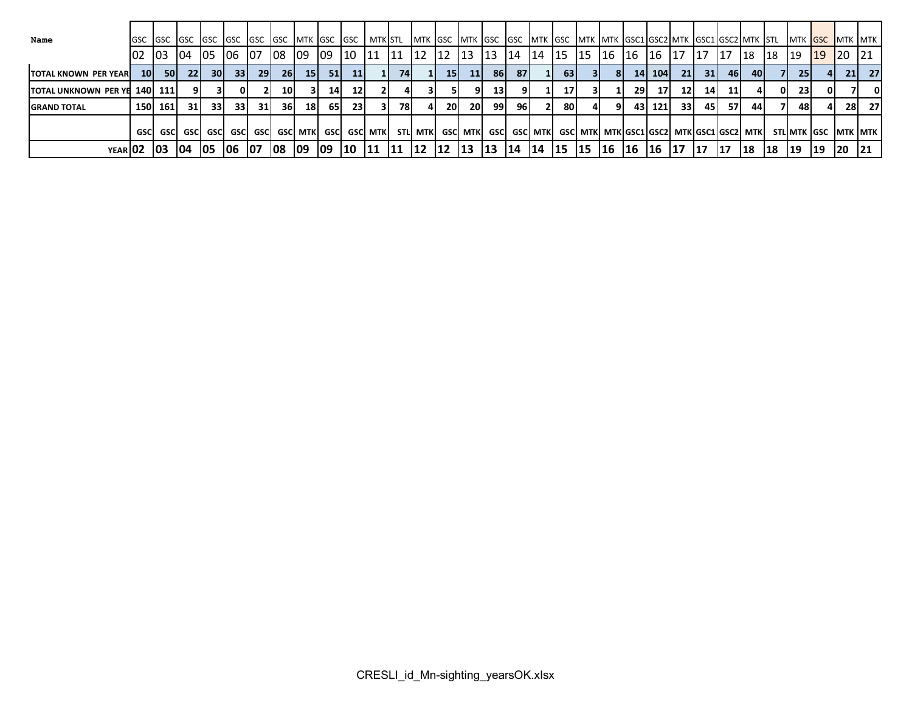| Name | GSC | GSC | GSC | GSC | GSC | GSC | GSC | MTK | GSC | GSC | MTK | STL | MTK | GSC | MTK | GSC | GSC | MTK | GSC | MTK | MTK | GSC1 | GSC2 | MTK | GSC1 | GSC2 | MTK | STL | MTK | GSC | MTK | MTK |
|---|---|---|---|---|---|---|---|---|---|---|---|---|---|---|---|---|---|---|---|---|---|---|---|---|---|---|---|---|---|---|---|---|
| | 02 | 03 | 04 | 05 | 06 | 07 | 08 | 09 | 09 | 10 | 11 | 11 | 12 | 12 | 13 | 13 | 14 | 14 | 15 | 15 | 16 | 16 | 16 | 17 | 17 | 17 | 18 | 18 | 19 | 19 | 20 | 21 |
| **TOTAL KNOWN PER YEAR** | **10** | **50** | **22** | **30** | **33** | **29** | **26** | **15** | **51** | **11** | **1** | **74** | **1** | **15** | **11** | **86** | **87** | **1** | **63** | **3** | **8** | **14** | **104** | **21** | **31** | **46** | **40** | **7** | **25** | **4** | **21** | **27** |
| **TOTAL UNKNOWN PER YE** | **140** | **111** | **9** | **3** | **0** | **2** | **10** | **3** | **14** | **12** | **2** | **4** | **3** | **5** | **9** | **13** | **9** | **1** | **17** | **3** | **1** | **29** | **17** | **12** | **14** | **11** | **4** | **0** | **23** | **0** | **7** | **0** |
| **GRAND TOTAL** | **150** | **161** | **31** | **33** | **33** | **31** | **36** | **18** | **65** | **23** | **3** | **78** | **4** | **20** | **20** | **99** | **96** | **2** | **80** | **4** | **9** | **43** | **121** | **33** | **45** | **57** | **44** | **7** | **48** | **4** | **28** | **27** |
| | **GSC** | **GSC** | **GSC** | **GSC** | **GSC** | **GSC** | **GSC** | **MTK** | **GSC** | **GSC** | **MTK** | **STL** | **MTK** | **GSC** | **MTK** | **GSC** | **GSC** | **MTK** | **GSC** | **MTK** | **MTK** | **GSC1** | **GSC2** | **MTK** | **GSC1** | **GSC2** | **MTK** | **STL** | **MTK** | **GSC** | **MTK** | **MTK** |
| **YEAR** | **02** | **03** | **04** | **05** | **06** | **07** | **08** | **09** | **09** | **10** | **11** | **11** | **12** | **12** | **13** | **13** | **14** | **14** | **15** | **15** | **16** | **16** | **16** | **17** | **17** | **17** | **18** | **18** | **19** | **19** | **20** | **21** |